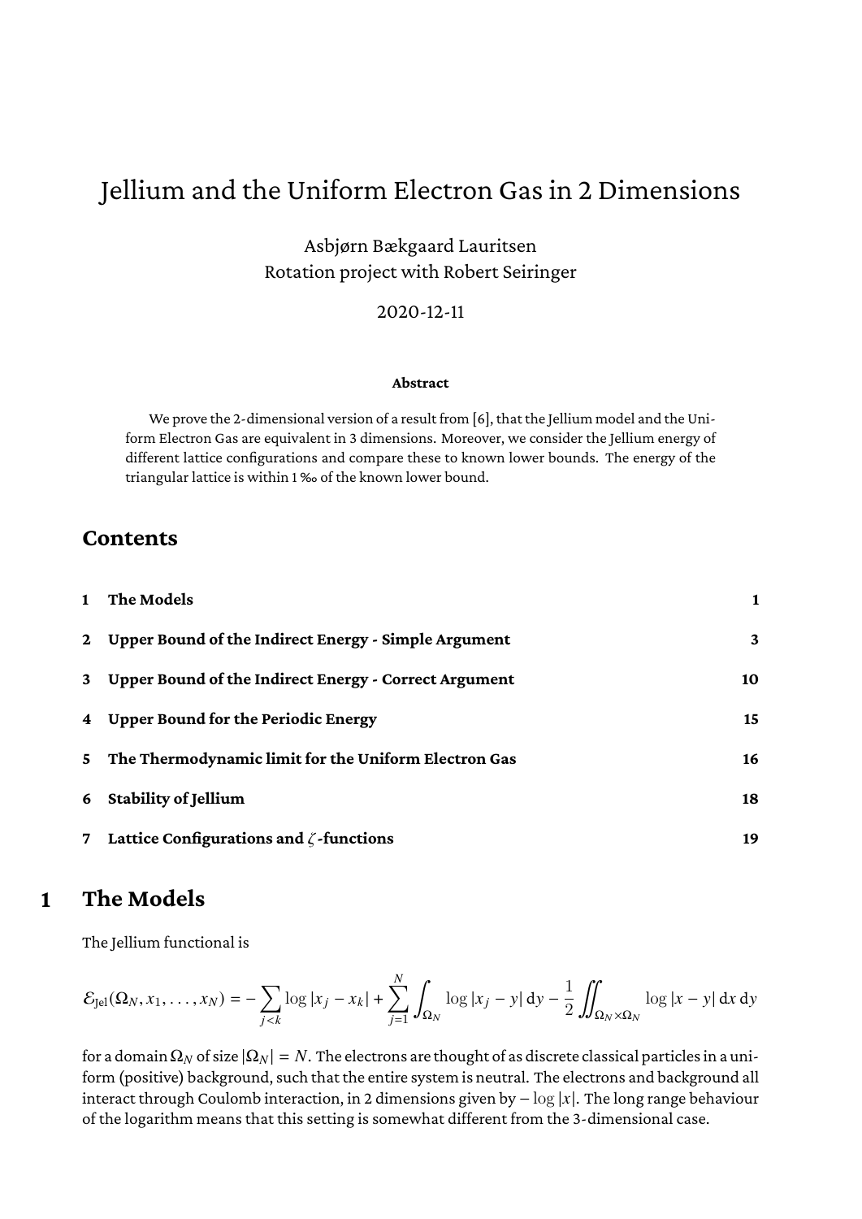# Jellium and the Uniform Electron Gas in 2 Dimensions

Asbjørn Bækgaard Lauritsen
Rotation project with Robert Seiringer

2020-12-11

**Abstract**

We prove the 2-dimensional version of a result from [6], that the Jellium model and the Uniform Electron Gas are equivalent in 3 dimensions. Moreover, we consider the Jellium energy of different lattice configurations and compare these to known lower bounds. The energy of the triangular lattice is within 1 ‰ of the known lower bound.

## Contents

| | | |
|---|---|---|
| 1 | **The Models** | 1 |
| 2 | **Upper Bound of the Indirect Energy - Simple Argument** | 3 |
| 3 | **Upper Bound of the Indirect Energy - Correct Argument** | 10 |
| 4 | **Upper Bound for the Periodic Energy** | 15 |
| 5 | **The Thermodynamic limit for the Uniform Electron Gas** | 16 |
| 6 | **Stability of Jellium** | 18 |
| 7 | **Lattice Configurations and $\zeta$-functions** | 19 |

## 1 The Models

The Jellium functional is

$$\mathcal{E}_{\text{Jel}}(\Omega_N, x_1, \ldots, x_N) = -\sum_{j<k} \log|x_j - x_k| + \sum_{j=1}^{N} \int_{\Omega_N} \log|x_j - y| \, \mathrm{d}y - \frac{1}{2} \iint_{\Omega_N \times \Omega_N} \log|x - y| \, \mathrm{d}x \, \mathrm{d}y$$

for a domain $\Omega_N$ of size $|\Omega_N| = N$. The electrons are thought of as discrete classical particles in a uniform (positive) background, such that the entire system is neutral. The electrons and background all interact through Coulomb interaction, in 2 dimensions given by $-\log|x|$. The long range behaviour of the logarithm means that this setting is somewhat different from the 3-dimensional case.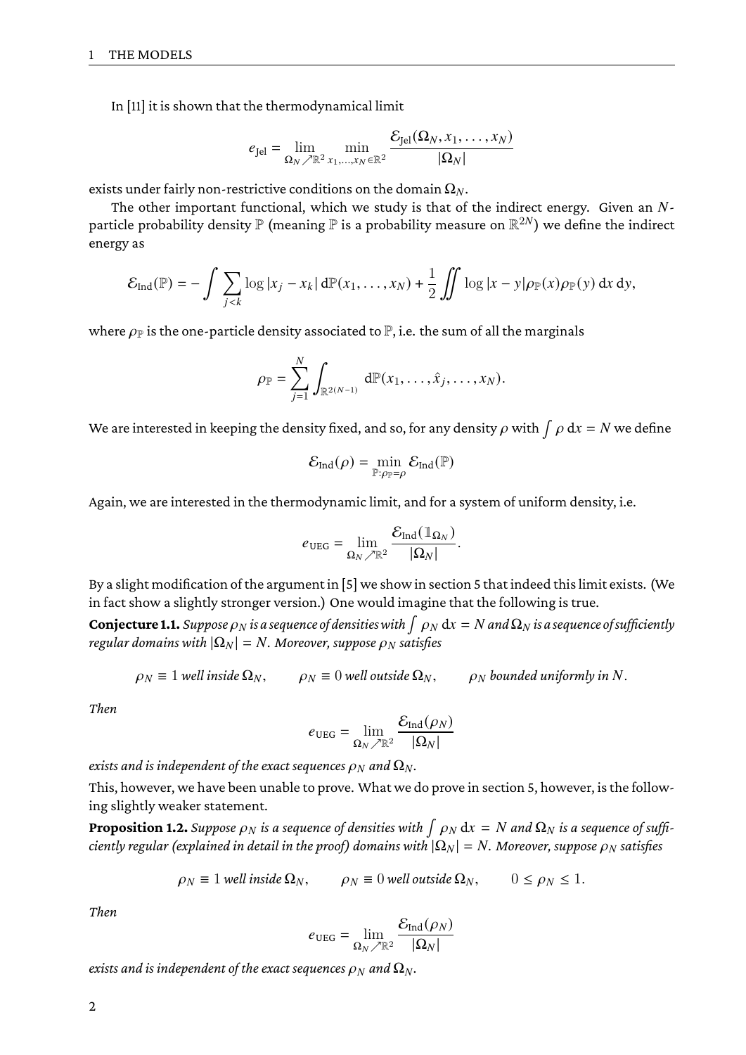In [11] it is shown that the thermodynamical limit

$$e_{\mathrm{Jel}} = \lim_{\Omega_N \nearrow \mathbb{R}^2} \min_{x_1,\dots,x_N \in \mathbb{R}^2} \frac{\mathcal{E}_{\mathrm{Jel}}(\Omega_N, x_1, \dots, x_N)}{|\Omega_N|}$$

exists under fairly non-restrictive conditions on the domain $\Omega_N$.

The other important functional, which we study is that of the indirect energy. Given an $N$-particle probability density $\mathbb{P}$ (meaning $\mathbb{P}$ is a probability measure on $\mathbb{R}^{2N}$) we define the indirect energy as

$$\mathcal{E}_{\mathrm{Ind}}(\mathbb{P}) = -\int \sum_{j<k} \log|x_j - x_k| \, \mathrm{d}\mathbb{P}(x_1, \dots, x_N) + \frac{1}{2} \iint \log|x - y| \rho_{\mathbb{P}}(x) \rho_{\mathbb{P}}(y) \, \mathrm{d}x \, \mathrm{d}y,$$

where $\rho_{\mathbb{P}}$ is the one-particle density associated to $\mathbb{P}$, i.e. the sum of all the marginals

$$\rho_{\mathbb{P}} = \sum_{j=1}^{N} \int_{\mathbb{R}^{2(N-1)}} \mathrm{d}\mathbb{P}(x_1, \dots, \hat{x}_j, \dots, x_N).$$

We are interested in keeping the density fixed, and so, for any density $\rho$ with $\int \rho \, \mathrm{d}x = N$ we define

$$\mathcal{E}_{\mathrm{Ind}}(\rho) = \min_{\mathbb{P}:\rho_{\mathbb{P}}=\rho} \mathcal{E}_{\mathrm{Ind}}(\mathbb{P})$$

Again, we are interested in the thermodynamic limit, and for a system of uniform density, i.e.

$$e_{\mathrm{UEG}} = \lim_{\Omega_N \nearrow \mathbb{R}^2} \frac{\mathcal{E}_{\mathrm{Ind}}(\mathbb{1}_{\Omega_N})}{|\Omega_N|}.$$

By a slight modification of the argument in [5] we show in section 5 that indeed this limit exists. (We in fact show a slightly stronger version.) One would imagine that the following is true.

**Conjecture 1.1.** *Suppose $\rho_N$ is a sequence of densities with $\int \rho_N \, \mathrm{d}x = N$ and $\Omega_N$ is a sequence of sufficiently regular domains with $|\Omega_N| = N$. Moreover, suppose $\rho_N$ satisfies*

$$\rho_N \equiv 1 \textit{ well inside } \Omega_N, \qquad \rho_N \equiv 0 \textit{ well outside } \Omega_N, \qquad \rho_N \textit{ bounded uniformly in } N.$$

*Then*

$$e_{\mathrm{UEG}} = \lim_{\Omega_N \nearrow \mathbb{R}^2} \frac{\mathcal{E}_{\mathrm{Ind}}(\rho_N)}{|\Omega_N|}$$

*exists and is independent of the exact sequences $\rho_N$ and $\Omega_N$.*

This, however, we have been unable to prove. What we do prove in section 5, however, is the following slightly weaker statement.

**Proposition 1.2.** *Suppose $\rho_N$ is a sequence of densities with $\int \rho_N \, \mathrm{d}x = N$ and $\Omega_N$ is a sequence of sufficiently regular (explained in detail in the proof) domains with $|\Omega_N| = N$. Moreover, suppose $\rho_N$ satisfies*

$$\rho_N \equiv 1 \textit{ well inside } \Omega_N, \qquad \rho_N \equiv 0 \textit{ well outside } \Omega_N, \qquad 0 \leq \rho_N \leq 1.$$

*Then*

$$e_{\mathrm{UEG}} = \lim_{\Omega_N \nearrow \mathbb{R}^2} \frac{\mathcal{E}_{\mathrm{Ind}}(\rho_N)}{|\Omega_N|}$$

*exists and is independent of the exact sequences $\rho_N$ and $\Omega_N$.*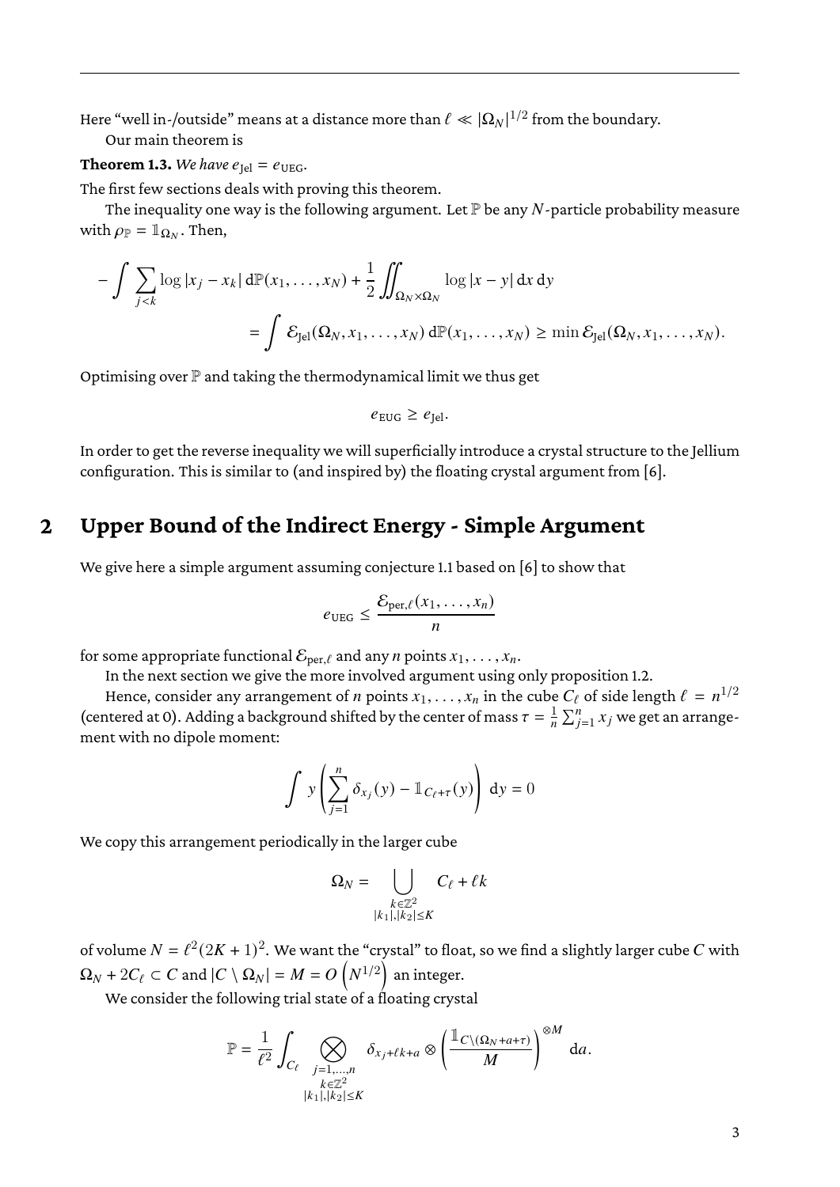Here "well in-/outside" means at a distance more than $\ell \ll |\Omega_N|^{1/2}$ from the boundary.

Our main theorem is

**Theorem 1.3.** *We have $e_{\mathrm{Jel}} = e_{\mathrm{UEG}}$.*

The first few sections deals with proving this theorem.

The inequality one way is the following argument. Let $\mathbb{P}$ be any $N$-particle probability measure with $\rho_{\mathbb{P}} = \mathbb{1}_{\Omega_N}$. Then,

$$
\begin{aligned}
-\int \sum_{j<k} \log|x_j - x_k| \, \mathrm{d}\mathbb{P}(x_1, \ldots, x_N) + \frac{1}{2} \iint_{\Omega_N \times \Omega_N} \log|x-y| \, \mathrm{d}x \, \mathrm{d}y \\
= \int \mathcal{E}_{\mathrm{Jel}}(\Omega_N, x_1, \ldots, x_N) \, \mathrm{d}\mathbb{P}(x_1, \ldots, x_N) \geq \min \mathcal{E}_{\mathrm{Jel}}(\Omega_N, x_1, \ldots, x_N).
\end{aligned}
$$

Optimising over $\mathbb{P}$ and taking the thermodynamical limit we thus get

$$
e_{\mathrm{EUG}} \geq e_{\mathrm{Jel}}.
$$

In order to get the reverse inequality we will superficially introduce a crystal structure to the Jellium configuration. This is similar to (and inspired by) the floating crystal argument from [6].

## 2 Upper Bound of the Indirect Energy - Simple Argument

We give here a simple argument assuming conjecture 1.1 based on [6] to show that

$$
e_{\mathrm{UEG}} \leq \frac{\mathcal{E}_{\mathrm{per},\ell}(x_1, \ldots, x_n)}{n}
$$

for some appropriate functional $\mathcal{E}_{\mathrm{per},\ell}$ and any $n$ points $x_1, \ldots, x_n$.

In the next section we give the more involved argument using only proposition 1.2.

Hence, consider any arrangement of $n$ points $x_1, \ldots, x_n$ in the cube $C_\ell$ of side length $\ell = n^{1/2}$ (centered at 0). Adding a background shifted by the center of mass $\tau = \frac{1}{n}\sum_{j=1}^n x_j$ we get an arrangement with no dipole moment:

$$
\int y \left( \sum_{j=1}^n \delta_{x_j}(y) - \mathbb{1}_{C_\ell + \tau}(y) \right) \, \mathrm{d}y = 0
$$

We copy this arrangement periodically in the larger cube

$$
\Omega_N = \bigcup_{\substack{k \in \mathbb{Z}^2 \\ |k_1|,|k_2| \leq K}} C_\ell + \ell k
$$

of volume $N = \ell^2(2K+1)^2$. We want the "crystal" to float, so we find a slightly larger cube $C$ with $\Omega_N + 2C_\ell \subset C$ and $|C \setminus \Omega_N| = M = O\left(N^{1/2}\right)$ an integer.

We consider the following trial state of a floating crystal

$$
\mathbb{P} = \frac{1}{\ell^2} \int_{C_\ell} \bigotimes_{\substack{j=1,\ldots,n \\ k \in \mathbb{Z}^2 \\ |k_1|,|k_2| \leq K}} \delta_{x_j + \ell k + a} \otimes \left( \frac{\mathbb{1}_{C \setminus (\Omega_N + a + \tau)}}{M} \right)^{\otimes M} \, \mathrm{d}a.
$$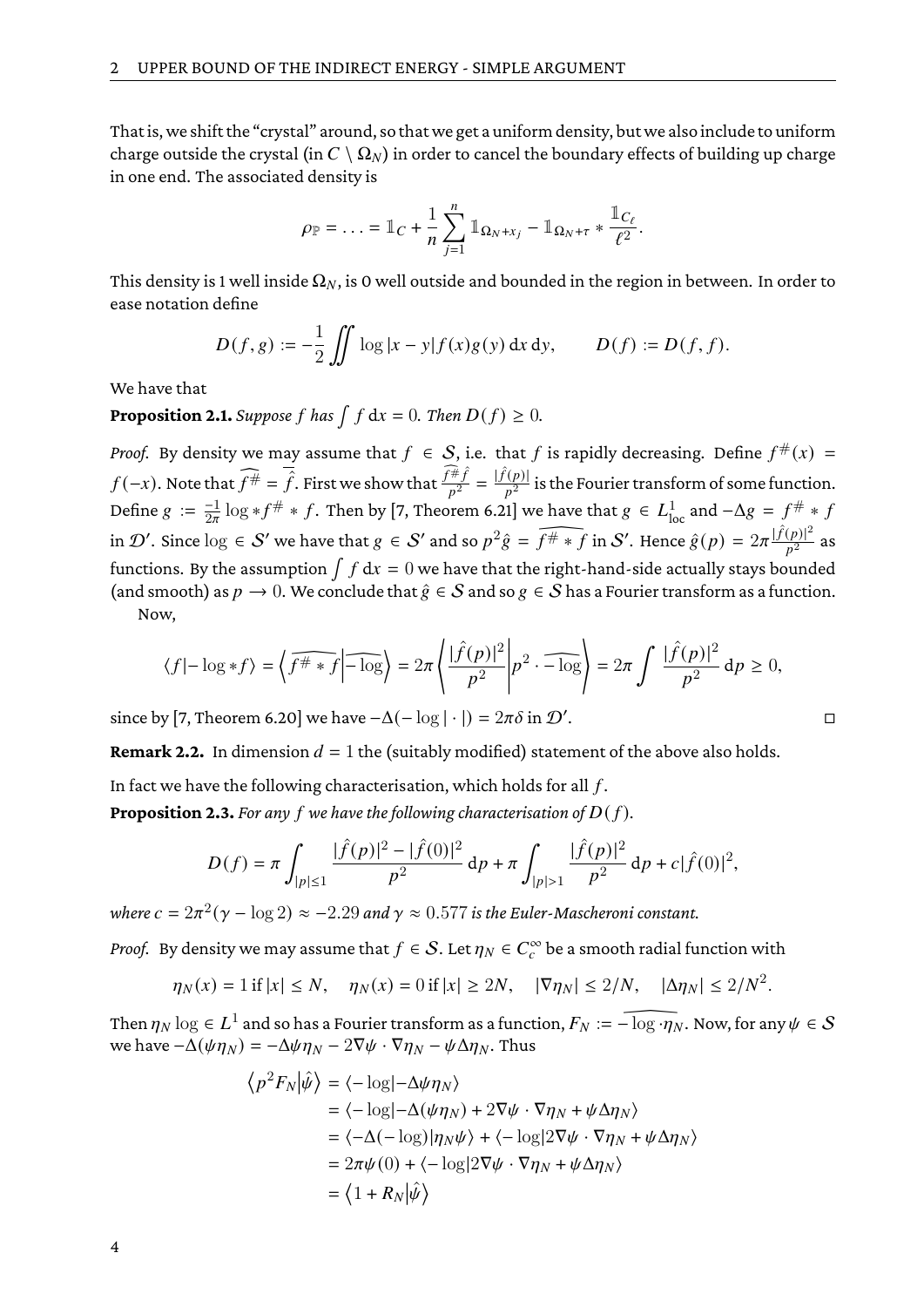That is, we shift the "crystal" around, so that we get a uniform density, but we also include to uniform charge outside the crystal (in $C \setminus \Omega_N$) in order to cancel the boundary effects of building up charge in one end. The associated density is

$$\rho_{\mathbb{P}} = \ldots = \mathbb{1}_C + \frac{1}{n}\sum_{j=1}^{n} \mathbb{1}_{\Omega_N + x_j} - \mathbb{1}_{\Omega_N+\tau} * \frac{\mathbb{1}_{C_\ell}}{\ell^2}.$$

This density is 1 well inside $\Omega_N$, is 0 well outside and bounded in the region in between. In order to ease notation define

$$D(f,g) := -\frac{1}{2}\iint \log|x-y| f(x) g(y)\,\mathrm{d}x\,\mathrm{d}y, \qquad D(f) := D(f,f).$$

We have that

**Proposition 2.1.** *Suppose $f$ has $\int f\,\mathrm{d}x = 0$. Then $D(f) \geq 0$.*

*Proof.* By density we may assume that $f \in \mathcal{S}$, i.e. that $f$ is rapidly decreasing. Define $f^{\#}(x) = f(-x)$. Note that $\widehat{f^{\#}} = \overline{\hat{f}}$. First we show that $\frac{\widehat{f^{\#}}\hat{f}}{p^2} = \frac{|\hat{f}(p)|}{p^2}$ is the Fourier transform of some function. Define $g := \frac{-1}{2\pi}\log * f^{\#} * f$. Then by [7, Theorem 6.21] we have that $g \in L^1_{\mathrm{loc}}$ and $-\Delta g = f^{\#} * f$ in $\mathcal{D}'$. Since $\log \in \mathcal{S}'$ we have that $g \in \mathcal{S}'$ and so $p^2\hat{g} = \widehat{f^{\#} * f}$ in $\mathcal{S}'$. Hence $\hat{g}(p) = 2\pi\frac{|\hat{f}(p)|^2}{p^2}$ as functions. By the assumption $\int f\,\mathrm{d}x = 0$ we have that the right-hand-side actually stays bounded (and smooth) as $p \to 0$. We conclude that $\hat{g} \in \mathcal{S}$ and so $g \in \mathcal{S}$ has a Fourier transform as a function.

Now,

$$\langle f | -\log * f\rangle = \left\langle \widehat{f^{\#} * f}\middle|\widehat{-\log}\right\rangle = 2\pi\left\langle \frac{|\hat{f}(p)|^2}{p^2}\middle| p^2 \cdot \widehat{-\log}\right\rangle = 2\pi\int \frac{|\hat{f}(p)|^2}{p^2}\,\mathrm{d}p \geq 0,$$

since by [7, Theorem 6.20] we have $-\Delta(-\log|\cdot|) = 2\pi\delta$ in $\mathcal{D}'$. □

**Remark 2.2.** In dimension $d = 1$ the (suitably modified) statement of the above also holds.

In fact we have the following characterisation, which holds for all $f$.

**Proposition 2.3.** *For any $f$ we have the following characterisation of $D(f)$.*

$$D(f) = \pi\int_{|p|\leq 1}\frac{|\hat{f}(p)|^2 - |\hat{f}(0)|^2}{p^2}\,\mathrm{d}p + \pi\int_{|p|>1}\frac{|\hat{f}(p)|^2}{p^2}\,\mathrm{d}p + c|\hat{f}(0)|^2,$$

*where $c = 2\pi^2(\gamma - \log 2) \approx -2.29$ and $\gamma \approx 0.577$ is the Euler-Mascheroni constant.*

*Proof.* By density we may assume that $f \in \mathcal{S}$. Let $\eta_N \in C_c^\infty$ be a smooth radial function with

$$\eta_N(x) = 1 \text{ if } |x| \leq N, \quad \eta_N(x) = 0 \text{ if } |x| \geq 2N, \quad |\nabla\eta_N| \leq 2/N, \quad |\Delta\eta_N| \leq 2/N^2.$$

Then $\eta_N \log \in L^1$ and so has a Fourier transform as a function, $F_N := \widehat{-\log\cdot\eta_N}$. Now, for any $\psi \in \mathcal{S}$ we have $-\Delta(\psi\eta_N) = -\Delta\psi\eta_N - 2\nabla\psi\cdot\nabla\eta_N - \psi\Delta\eta_N$. Thus

$$\begin{aligned}
\left\langle p^2 F_N \middle| \hat{\psi}\right\rangle &= \langle -\log | -\Delta\psi\eta_N\rangle \\
&= \langle -\log | -\Delta(\psi\eta_N) + 2\nabla\psi\cdot\nabla\eta_N + \psi\Delta\eta_N\rangle \\
&= \langle -\Delta(-\log)|\eta_N\psi\rangle + \langle -\log | 2\nabla\psi\cdot\nabla\eta_N + \psi\Delta\eta_N\rangle \\
&= 2\pi\psi(0) + \langle -\log|2\nabla\psi\cdot\nabla\eta_N + \psi\Delta\eta_N\rangle \\
&= \left\langle 1 + R_N \middle| \hat{\psi}\right\rangle
\end{aligned}$$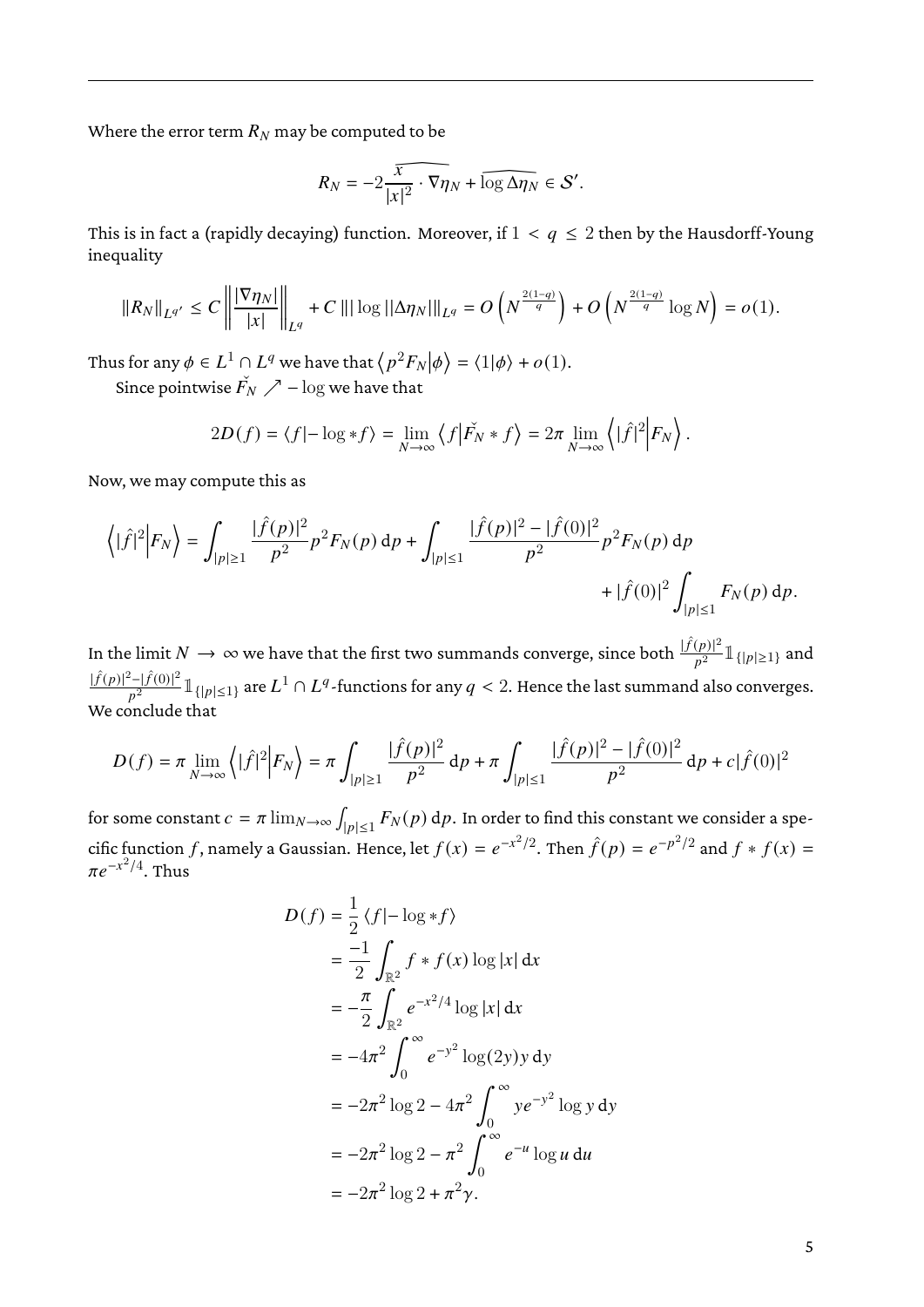Where the error term $R_N$ may be computed to be

$$R_N = -2\widehat{\frac{x}{|x|^2} \cdot \nabla\eta_N} + \widehat{\log\Delta\eta_N} \in \mathcal{S}'.$$

This is in fact a (rapidly decaying) function. Moreover, if $1 < q \leq 2$ then by the Hausdorff-Young inequality

$$\|R_N\|_{L^{q'}} \leq C \left\| \frac{|\nabla\eta_N|}{|x|} \right\|_{L^q} + C \, \| |\log| |\Delta\eta_N| \|_{L^q} = O\left(N^{\frac{2(1-q)}{q}}\right) + O\left(N^{\frac{2(1-q)}{q}} \log N\right) = o(1).$$

Thus for any $\phi \in L^1 \cap L^q$ we have that $\langle p^2 F_N | \phi \rangle = \langle 1 | \phi \rangle + o(1)$.

Since pointwise $\check{F_N} \nearrow -\log$ we have that

$$2D(f) = \langle f | -\log * f \rangle = \lim_{N\to\infty} \left\langle f \middle| \check{F_N} * f \right\rangle = 2\pi \lim_{N\to\infty} \left\langle |\hat{f}|^2 \middle| F_N \right\rangle.$$

Now, we may compute this as

$$\left\langle |\hat{f}|^2 \middle| F_N \right\rangle = \int_{|p|\geq 1} \frac{|\hat{f}(p)|^2}{p^2} p^2 F_N(p) \, \mathrm{d}p + \int_{|p|\leq 1} \frac{|\hat{f}(p)|^2 - |\hat{f}(0)|^2}{p^2} p^2 F_N(p) \, \mathrm{d}p + |\hat{f}(0)|^2 \int_{|p|\leq 1} F_N(p) \, \mathrm{d}p.$$

In the limit $N \to \infty$ we have that the first two summands converge, since both $\frac{|\hat{f}(p)|^2}{p^2} \mathbb{1}_{\{|p|\geq 1\}}$ and $\frac{|\hat{f}(p)|^2 - |\hat{f}(0)|^2}{p^2} \mathbb{1}_{\{|p|\leq 1\}}$ are $L^1 \cap L^q$-functions for any $q < 2$. Hence the last summand also converges. We conclude that

$$D(f) = \pi \lim_{N\to\infty} \left\langle |\hat{f}|^2 \middle| F_N \right\rangle = \pi \int_{|p|\geq 1} \frac{|\hat{f}(p)|^2}{p^2} \, \mathrm{d}p + \pi \int_{|p|\leq 1} \frac{|\hat{f}(p)|^2 - |\hat{f}(0)|^2}{p^2} \, \mathrm{d}p + c|\hat{f}(0)|^2$$

for some constant $c = \pi \lim_{N\to\infty} \int_{|p|\leq 1} F_N(p) \, \mathrm{d}p$. In order to find this constant we consider a specific function $f$, namely a Gaussian. Hence, let $f(x) = e^{-x^2/2}$. Then $\hat{f}(p) = e^{-p^2/2}$ and $f * f(x) = \pi e^{-x^2/4}$. Thus

$$\begin{aligned}
D(f) &= \frac{1}{2} \langle f | -\log * f \rangle \\
&= \frac{-1}{2} \int_{\mathbb{R}^2} f * f(x) \log|x| \, \mathrm{d}x \\
&= -\frac{\pi}{2} \int_{\mathbb{R}^2} e^{-x^2/4} \log|x| \, \mathrm{d}x \\
&= -4\pi^2 \int_0^\infty e^{-y^2} \log(2y) y \, \mathrm{d}y \\
&= -2\pi^2 \log 2 - 4\pi^2 \int_0^\infty y e^{-y^2} \log y \, \mathrm{d}y \\
&= -2\pi^2 \log 2 - \pi^2 \int_0^\infty e^{-u} \log u \, \mathrm{d}u \\
&= -2\pi^2 \log 2 + \pi^2 \gamma.
\end{aligned}$$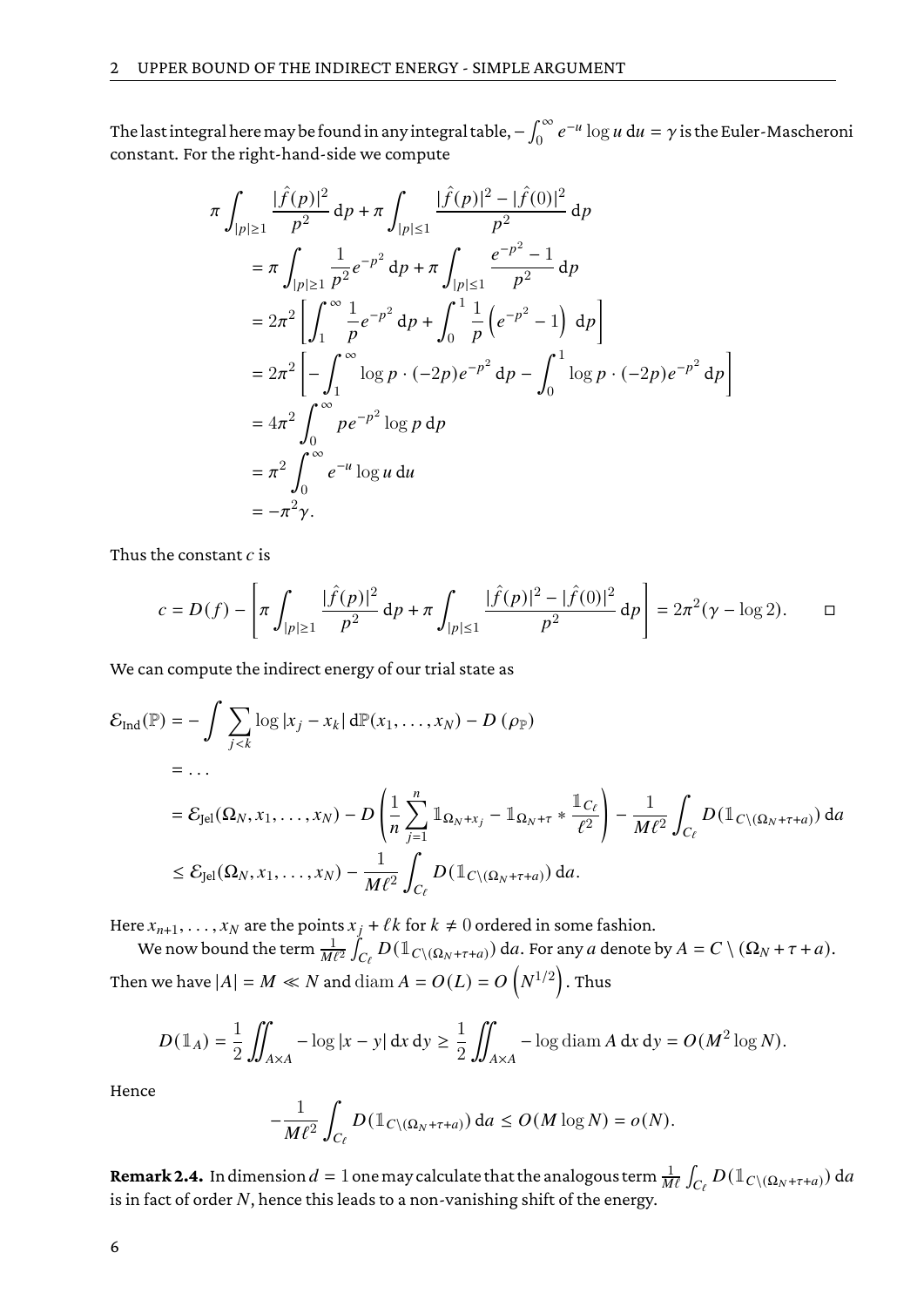The last integral here may be found in any integral table, $-\int_0^\infty e^{-u}\log u\,\mathrm{d}u = \gamma$ is the Euler-Mascheroni constant. For the right-hand-side we compute

$$
\begin{aligned}
\pi \int_{|p|\geq 1} & \frac{|\hat{f}(p)|^2}{p^2}\,\mathrm{d}p + \pi \int_{|p|\leq 1} \frac{|\hat{f}(p)|^2 - |\hat{f}(0)|^2}{p^2}\,\mathrm{d}p \\
&= \pi \int_{|p|\geq 1} \frac{1}{p^2} e^{-p^2}\,\mathrm{d}p + \pi \int_{|p|\leq 1} \frac{e^{-p^2}-1}{p^2}\,\mathrm{d}p \\
&= 2\pi^2 \left[ \int_1^\infty \frac{1}{p} e^{-p^2}\,\mathrm{d}p + \int_0^1 \frac{1}{p}\left(e^{-p^2}-1\right)\,\mathrm{d}p \right] \\
&= 2\pi^2 \left[ -\int_1^\infty \log p \cdot (-2p) e^{-p^2}\,\mathrm{d}p - \int_0^1 \log p \cdot (-2p) e^{-p^2}\,\mathrm{d}p \right] \\
&= 4\pi^2 \int_0^\infty p e^{-p^2} \log p\,\mathrm{d}p \\
&= \pi^2 \int_0^\infty e^{-u} \log u\,\mathrm{d}u \\
&= -\pi^2 \gamma.
\end{aligned}
$$

Thus the constant $c$ is

$$
c = D(f) - \left[ \pi \int_{|p|\geq 1} \frac{|\hat{f}(p)|^2}{p^2}\,\mathrm{d}p + \pi \int_{|p|\leq 1} \frac{|\hat{f}(p)|^2 - |\hat{f}(0)|^2}{p^2}\,\mathrm{d}p \right] = 2\pi^2(\gamma - \log 2). \qquad \square
$$

We can compute the indirect energy of our trial state as

$$
\begin{aligned}
\mathcal{E}_{\mathrm{Ind}}(\mathbb{P}) &= -\int \sum_{j<k} \log|x_j - x_k|\,\mathrm{d}\mathbb{P}(x_1,\ldots,x_N) - D\left(\rho_{\mathbb{P}}\right) \\
&= \ldots \\
&= \mathcal{E}_{\mathrm{Jel}}(\Omega_N, x_1,\ldots,x_N) - D\left( \frac{1}{n}\sum_{j=1}^n \mathbb{1}_{\Omega_N + x_j} - \mathbb{1}_{\Omega_N+\tau} * \frac{\mathbb{1}_{C_\ell}}{\ell^2} \right) - \frac{1}{M\ell^2}\int_{C_\ell} D(\mathbb{1}_{C\setminus(\Omega_N+\tau+a)})\,\mathrm{d}a \\
&\leq \mathcal{E}_{\mathrm{Jel}}(\Omega_N, x_1,\ldots,x_N) - \frac{1}{M\ell^2}\int_{C_\ell} D(\mathbb{1}_{C\setminus(\Omega_N+\tau+a)})\,\mathrm{d}a.
\end{aligned}
$$

Here $x_{n+1},\ldots,x_N$ are the points $x_j + \ell k$ for $k \neq 0$ ordered in some fashion.

We now bound the term $\frac{1}{M\ell^2}\int_{C_\ell} D(\mathbb{1}_{C\setminus(\Omega_N+\tau+a)})\,\mathrm{d}a$. For any $a$ denote by $A = C\setminus(\Omega_N+\tau+a)$. Then we have $|A| = M \ll N$ and $\operatorname{diam} A = O(L) = O\left(N^{1/2}\right)$. Thus

$$
D(\mathbb{1}_A) = \frac{1}{2}\iint_{A\times A} -\log|x-y|\,\mathrm{d}x\,\mathrm{d}y \geq \frac{1}{2}\iint_{A\times A} -\log\operatorname{diam} A\,\mathrm{d}x\,\mathrm{d}y = O(M^2\log N).
$$

Hence

$$
-\frac{1}{M\ell^2}\int_{C_\ell} D(\mathbb{1}_{C\setminus(\Omega_N+\tau+a)})\,\mathrm{d}a \leq O(M\log N) = o(N).
$$

**Remark 2.4.** In dimension $d=1$ one may calculate that the analogous term $\frac{1}{M\ell}\int_{C_\ell} D(\mathbb{1}_{C\setminus(\Omega_N+\tau+a)})\,\mathrm{d}a$ is in fact of order $N$, hence this leads to a non-vanishing shift of the energy.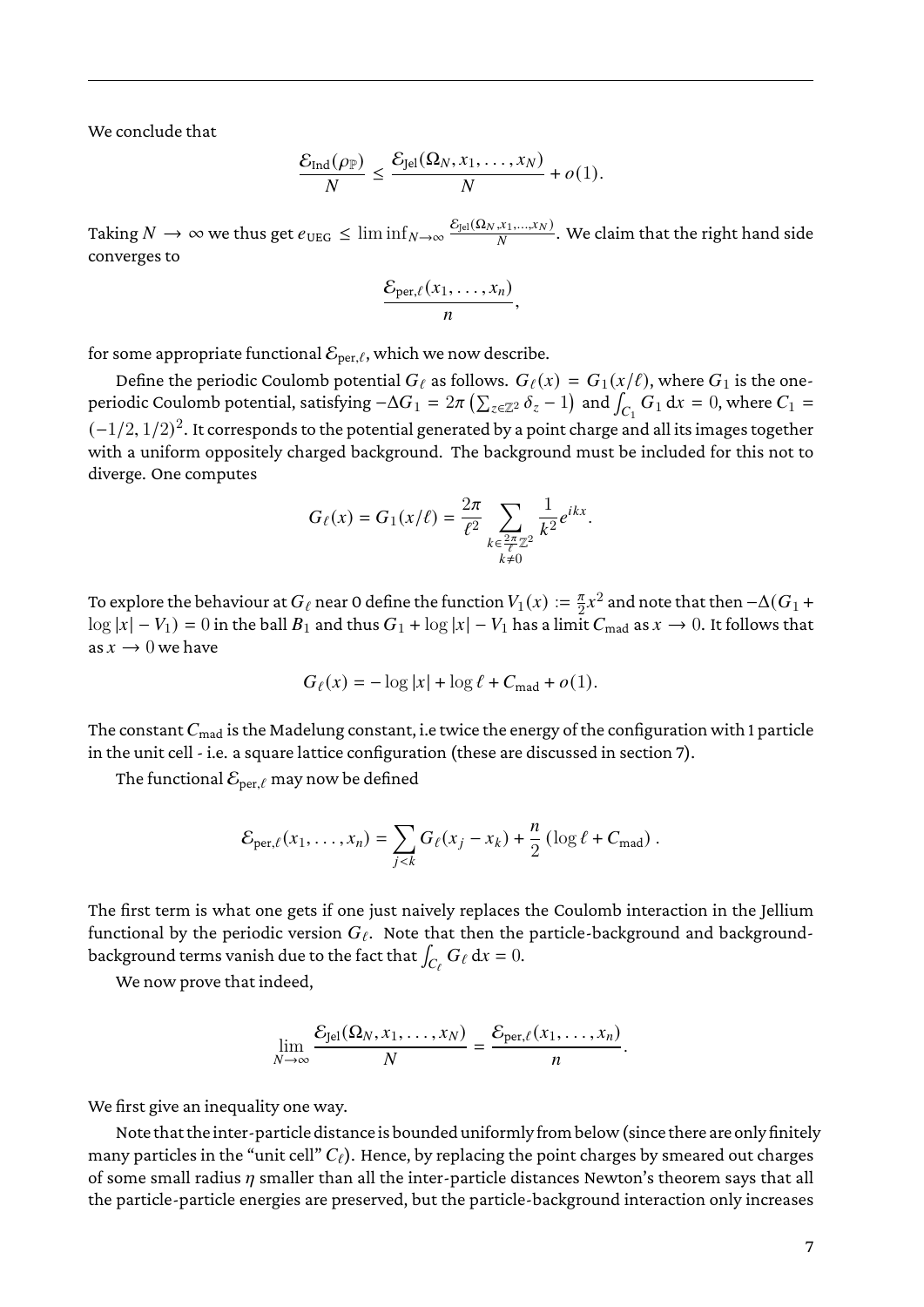We conclude that

$$\frac{\mathcal{E}_{\mathrm{Ind}}(\rho_{\mathbb{P}})}{N} \le \frac{\mathcal{E}_{\mathrm{Jel}}(\Omega_N, x_1, \ldots, x_N)}{N} + o(1).$$

Taking $N \to \infty$ we thus get $e_{\mathrm{UEG}} \le \liminf_{N\to\infty} \frac{\mathcal{E}_{\mathrm{Jel}}(\Omega_N, x_1, \ldots, x_N)}{N}$. We claim that the right hand side converges to

$$\frac{\mathcal{E}_{\mathrm{per},\ell}(x_1, \ldots, x_n)}{n},$$

for some appropriate functional $\mathcal{E}_{\mathrm{per},\ell}$, which we now describe.

Define the periodic Coulomb potential $G_\ell$ as follows. $G_\ell(x) = G_1(x/\ell)$, where $G_1$ is the one-periodic Coulomb potential, satisfying $-\Delta G_1 = 2\pi \left(\sum_{z\in\mathbb{Z}^2} \delta_z - 1\right)$ and $\int_{C_1} G_1 \,\mathrm{d}x = 0$, where $C_1 = (-1/2, 1/2)^2$. It corresponds to the potential generated by a point charge and all its images together with a uniform oppositely charged background. The background must be included for this not to diverge. One computes

$$G_\ell(x) = G_1(x/\ell) = \frac{2\pi}{\ell^2} \sum_{\substack{k\in\frac{2\pi}{\ell}\mathbb{Z}^2 \\ k\neq 0}} \frac{1}{k^2} e^{ikx}.$$

To explore the behaviour at $G_\ell$ near 0 define the function $V_1(x) := \frac{\pi}{2} x^2$ and note that then $-\Delta(G_1 + \log|x| - V_1) = 0$ in the ball $B_1$ and thus $G_1 + \log|x| - V_1$ has a limit $C_{\mathrm{mad}}$ as $x \to 0$. It follows that as $x \to 0$ we have

$$G_\ell(x) = -\log|x| + \log \ell + C_{\mathrm{mad}} + o(1).$$

The constant $C_{\mathrm{mad}}$ is the Madelung constant, i.e twice the energy of the configuration with 1 particle in the unit cell - i.e. a square lattice configuration (these are discussed in section 7).

The functional $\mathcal{E}_{\mathrm{per},\ell}$ may now be defined

$$\mathcal{E}_{\mathrm{per},\ell}(x_1, \ldots, x_n) = \sum_{j<k} G_\ell(x_j - x_k) + \frac{n}{2}\left(\log \ell + C_{\mathrm{mad}}\right).$$

The first term is what one gets if one just naively replaces the Coulomb interaction in the Jellium functional by the periodic version $G_\ell$. Note that then the particle-background and background-background terms vanish due to the fact that $\int_{C_\ell} G_\ell \,\mathrm{d}x = 0$.

We now prove that indeed,

$$\lim_{N\to\infty} \frac{\mathcal{E}_{\mathrm{Jel}}(\Omega_N, x_1, \ldots, x_N)}{N} = \frac{\mathcal{E}_{\mathrm{per},\ell}(x_1, \ldots, x_n)}{n}.$$

We first give an inequality one way.

Note that the inter-particle distance is bounded uniformly from below (since there are only finitely many particles in the "unit cell" $C_\ell$). Hence, by replacing the point charges by smeared out charges of some small radius $\eta$ smaller than all the inter-particle distances Newton's theorem says that all the particle-particle energies are preserved, but the particle-background interaction only increases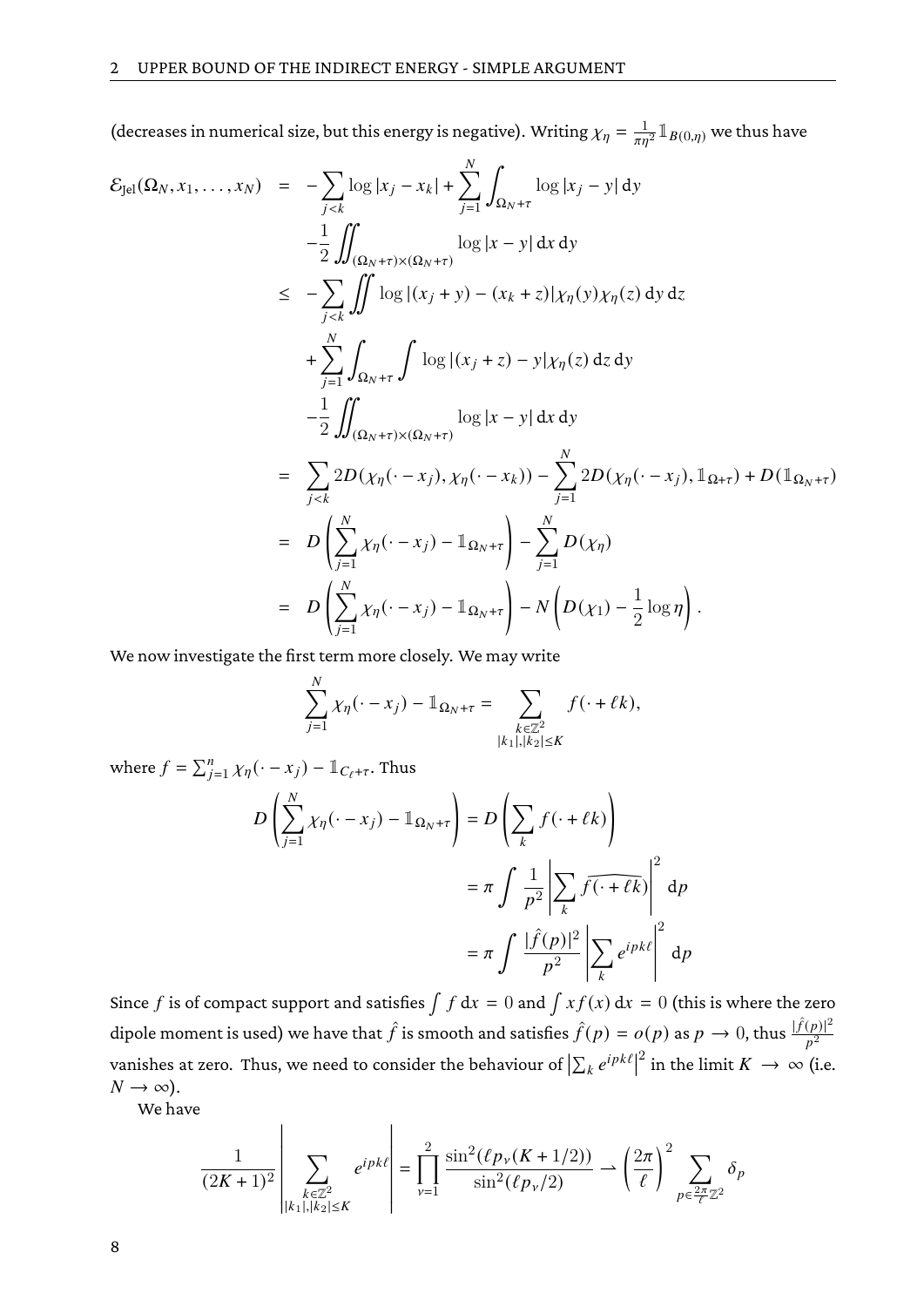(decreases in numerical size, but this energy is negative). Writing $\chi_\eta = \frac{1}{\pi\eta^2}\mathbb{1}_{B(0,\eta)}$ we thus have

$$
\begin{aligned}
\mathcal{E}_{\text{Jel}}(\Omega_N, x_1, \ldots, x_N) &= -\sum_{j<k} \log|x_j - x_k| + \sum_{j=1}^N \int_{\Omega_N+\tau} \log|x_j - y| \, \mathrm{d}y \\
&\quad -\frac{1}{2}\iint_{(\Omega_N+\tau)\times(\Omega_N+\tau)} \log|x-y| \, \mathrm{d}x \, \mathrm{d}y \\
&\leq -\sum_{j<k} \iint \log|(x_j+y)-(x_k+z)|\chi_\eta(y)\chi_\eta(z) \, \mathrm{d}y \, \mathrm{d}z \\
&\quad + \sum_{j=1}^N \int_{\Omega_N+\tau} \int \log|(x_j+z)-y|\chi_\eta(z) \, \mathrm{d}z \, \mathrm{d}y \\
&\quad -\frac{1}{2}\iint_{(\Omega_N+\tau)\times(\Omega_N+\tau)} \log|x-y| \, \mathrm{d}x \, \mathrm{d}y \\
&= \sum_{j<k} 2D(\chi_\eta(\cdot - x_j), \chi_\eta(\cdot - x_k)) - \sum_{j=1}^N 2D(\chi_\eta(\cdot - x_j), \mathbb{1}_{\Omega+\tau}) + D(\mathbb{1}_{\Omega_N+\tau}) \\
&= D\left(\sum_{j=1}^N \chi_\eta(\cdot - x_j) - \mathbb{1}_{\Omega_N+\tau}\right) - \sum_{j=1}^N D(\chi_\eta) \\
&= D\left(\sum_{j=1}^N \chi_\eta(\cdot - x_j) - \mathbb{1}_{\Omega_N+\tau}\right) - N\left(D(\chi_1) - \frac{1}{2}\log\eta\right).
\end{aligned}
$$

We now investigate the first term more closely. We may write

$$
\sum_{j=1}^N \chi_\eta(\cdot - x_j) - \mathbb{1}_{\Omega_N+\tau} = \sum_{\substack{k\in\mathbb{Z}^2 \\ |k_1|,|k_2|\leq K}} f(\cdot + \ell k),
$$

where $f = \sum_{j=1}^n \chi_\eta(\cdot - x_j) - \mathbb{1}_{C_\ell+\tau}$. Thus

$$
\begin{aligned}
D\left(\sum_{j=1}^N \chi_\eta(\cdot - x_j) - \mathbb{1}_{\Omega_N+\tau}\right) &= D\left(\sum_k f(\cdot + \ell k)\right) \\
&= \pi \int \frac{1}{p^2}\left|\sum_k \widehat{f(\cdot + \ell k)}\right|^2 \mathrm{d}p \\
&= \pi \int \frac{|\hat{f}(p)|^2}{p^2}\left|\sum_k e^{ipk\ell}\right|^2 \mathrm{d}p
\end{aligned}
$$

Since $f$ is of compact support and satisfies $\int f \, \mathrm{d}x = 0$ and $\int x f(x) \, \mathrm{d}x = 0$ (this is where the zero dipole moment is used) we have that $\hat{f}$ is smooth and satisfies $\hat{f}(p) = o(p)$ as $p \to 0$, thus $\frac{|\hat{f}(p)|^2}{p^2}$ vanishes at zero. Thus, we need to consider the behaviour of $\left|\sum_k e^{ipk\ell}\right|^2$ in the limit $K \to \infty$ (i.e. $N \to \infty$).

We have

$$
\frac{1}{(2K+1)^2}\left|\sum_{\substack{k\in\mathbb{Z}^2 \\ |k_1|,|k_2|\leq K}} e^{ipk\ell}\right| = \prod_{\nu=1}^2 \frac{\sin^2(\ell p_\nu(K+1/2))}{\sin^2(\ell p_\nu/2)} \rightharpoonup \left(\frac{2\pi}{\ell}\right)^2 \sum_{p\in\frac{2\pi}{\ell}\mathbb{Z}^2} \delta_p
$$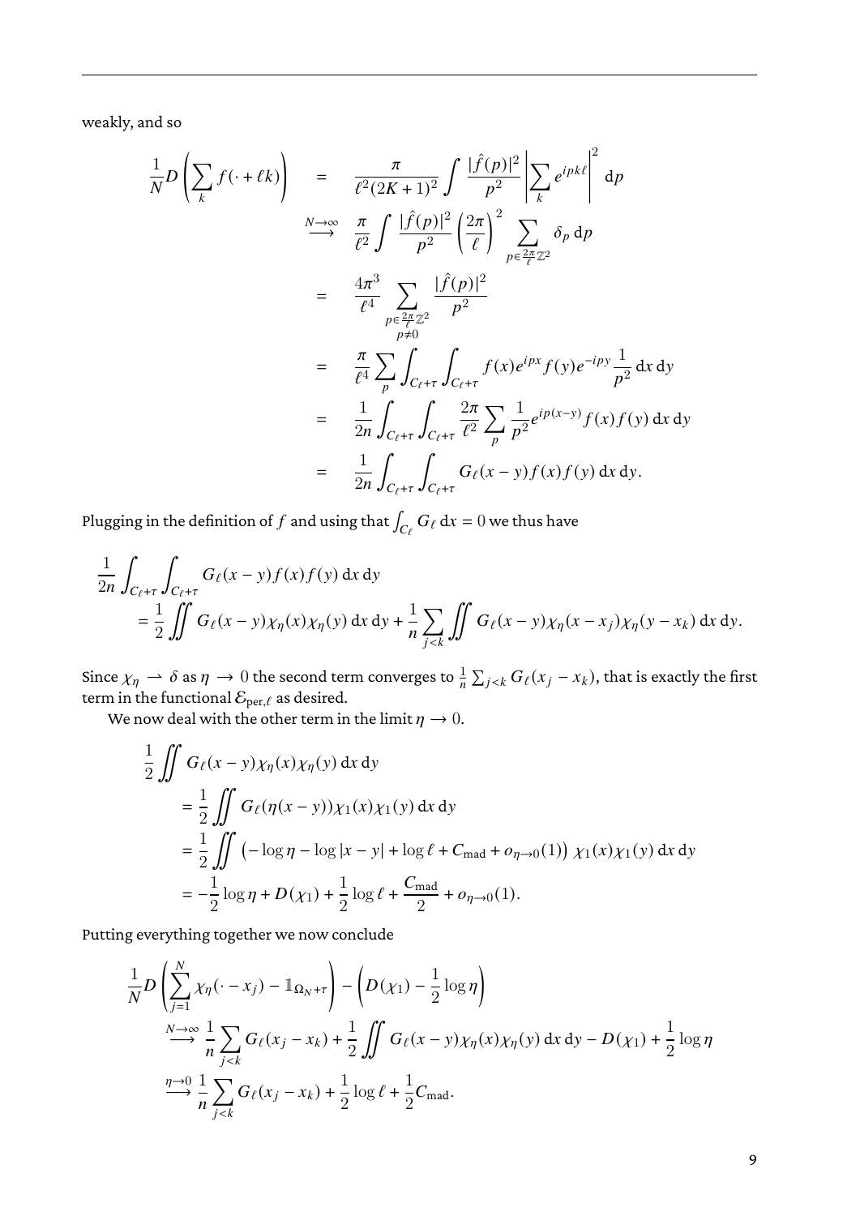weakly, and so

$$
\begin{aligned}
\frac{1}{N} D\left(\sum_k f(\cdot + \ell k)\right) &= \frac{\pi}{\ell^2 (2K+1)^2} \int \frac{|\hat{f}(p)|^2}{p^2} \left| \sum_k e^{ipk\ell} \right|^2 \, \mathrm{d}p \\
&\overset{N\to\infty}{\longrightarrow} \frac{\pi}{\ell^2} \int \frac{|\hat{f}(p)|^2}{p^2} \left(\frac{2\pi}{\ell}\right)^2 \sum_{p \in \frac{2\pi}{\ell}\mathbb{Z}^2} \delta_p \, \mathrm{d}p \\
&= \frac{4\pi^3}{\ell^4} \sum_{\substack{p \in \frac{2\pi}{\ell}\mathbb{Z}^2 \\ p \neq 0}} \frac{|\hat{f}(p)|^2}{p^2} \\
&= \frac{\pi}{\ell^4} \sum_p \int_{C_\ell + \tau} \int_{C_\ell + \tau} f(x) e^{ipx} f(y) e^{-ipy} \frac{1}{p^2} \, \mathrm{d}x \, \mathrm{d}y \\
&= \frac{1}{2n} \int_{C_\ell + \tau} \int_{C_\ell + \tau} \frac{2\pi}{\ell^2} \sum_p \frac{1}{p^2} e^{ip(x-y)} f(x) f(y) \, \mathrm{d}x \, \mathrm{d}y \\
&= \frac{1}{2n} \int_{C_\ell + \tau} \int_{C_\ell + \tau} G_\ell(x-y) f(x) f(y) \, \mathrm{d}x \, \mathrm{d}y.
\end{aligned}
$$

Plugging in the definition of $f$ and using that $\int_{C_\ell} G_\ell \, \mathrm{d}x = 0$ we thus have

$$
\begin{aligned}
&\frac{1}{2n} \int_{C_\ell + \tau} \int_{C_\ell + \tau} G_\ell(x-y) f(x) f(y) \, \mathrm{d}x \, \mathrm{d}y \\
&\quad = \frac{1}{2} \iint G_\ell(x-y) \chi_\eta(x) \chi_\eta(y) \, \mathrm{d}x \, \mathrm{d}y + \frac{1}{n} \sum_{j<k} \iint G_\ell(x-y) \chi_\eta(x - x_j) \chi_\eta(y - x_k) \, \mathrm{d}x \, \mathrm{d}y.
\end{aligned}
$$

Since $\chi_\eta \rightharpoonup \delta$ as $\eta \to 0$ the second term converges to $\frac{1}{n} \sum_{j<k} G_\ell(x_j - x_k)$, that is exactly the first term in the functional $\mathcal{E}_{\mathrm{per},\ell}$ as desired.

We now deal with the other term in the limit $\eta \to 0$.

$$
\begin{aligned}
&\frac{1}{2} \iint G_\ell(x-y) \chi_\eta(x) \chi_\eta(y) \, \mathrm{d}x \, \mathrm{d}y \\
&\quad = \frac{1}{2} \iint G_\ell(\eta(x-y)) \chi_1(x) \chi_1(y) \, \mathrm{d}x \, \mathrm{d}y \\
&\quad = \frac{1}{2} \iint \left( -\log \eta - \log|x-y| + \log \ell + C_{\mathrm{mad}} + o_{\eta\to 0}(1) \right) \chi_1(x) \chi_1(y) \, \mathrm{d}x \, \mathrm{d}y \\
&\quad = -\frac{1}{2} \log \eta + D(\chi_1) + \frac{1}{2} \log \ell + \frac{C_{\mathrm{mad}}}{2} + o_{\eta \to 0}(1).
\end{aligned}
$$

Putting everything together we now conclude

$$
\begin{aligned}
&\frac{1}{N} D\left( \sum_{j=1}^N \chi_\eta(\cdot - x_j) - \mathbb{1}_{\Omega_N + \tau} \right) - \left( D(\chi_1) - \frac{1}{2} \log \eta \right) \\
&\quad \overset{N\to\infty}{\longrightarrow} \frac{1}{n} \sum_{j<k} G_\ell(x_j - x_k) + \frac{1}{2} \iint G_\ell(x-y) \chi_\eta(x) \chi_\eta(y) \, \mathrm{d}x \, \mathrm{d}y - D(\chi_1) + \frac{1}{2} \log \eta \\
&\quad \overset{\eta\to 0}{\longrightarrow} \frac{1}{n} \sum_{j<k} G_\ell(x_j - x_k) + \frac{1}{2} \log \ell + \frac{1}{2} C_{\mathrm{mad}}.
\end{aligned}
$$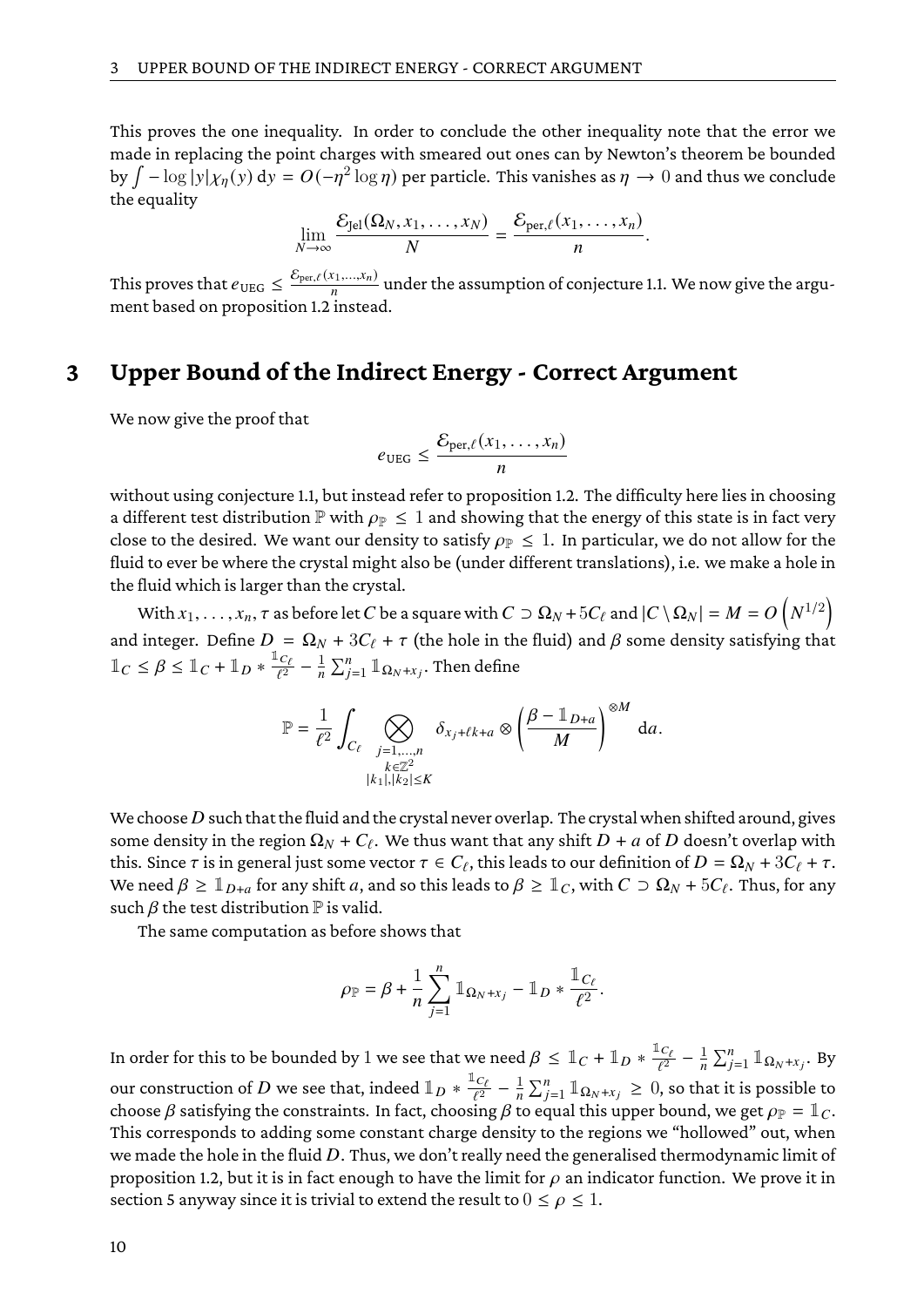This proves the one inequality. In order to conclude the other inequality note that the error we made in replacing the point charges with smeared out ones can by Newton's theorem be bounded by $\int -\log|y|\chi_\eta(y)\,\mathrm{d}y = O(-\eta^2\log\eta)$ per particle. This vanishes as $\eta \to 0$ and thus we conclude the equality

$$\lim_{N\to\infty} \frac{\mathcal{E}_{\mathrm{Jel}}(\Omega_N, x_1, \ldots, x_N)}{N} = \frac{\mathcal{E}_{\mathrm{per},\ell}(x_1, \ldots, x_n)}{n}.$$

This proves that $e_{\mathrm{UEG}} \leq \frac{\mathcal{E}_{\mathrm{per},\ell}(x_1,\ldots,x_n)}{n}$ under the assumption of conjecture 1.1. We now give the argument based on proposition 1.2 instead.

# 3 Upper Bound of the Indirect Energy - Correct Argument

We now give the proof that

$$e_{\mathrm{UEG}} \leq \frac{\mathcal{E}_{\mathrm{per},\ell}(x_1, \ldots, x_n)}{n}$$

without using conjecture 1.1, but instead refer to proposition 1.2. The difficulty here lies in choosing a different test distribution $\mathbb{P}$ with $\rho_{\mathbb{P}} \leq 1$ and showing that the energy of this state is in fact very close to the desired. We want our density to satisfy $\rho_{\mathbb{P}} \leq 1$. In particular, we do not allow for the fluid to ever be where the crystal might also be (under different translations), i.e. we make a hole in the fluid which is larger than the crystal.

With $x_1, \ldots, x_n, \tau$ as before let $C$ be a square with $C \supset \Omega_N + 5C_\ell$ and $|C \setminus \Omega_N| = M = O\left(N^{1/2}\right)$ and integer. Define $D = \Omega_N + 3C_\ell + \tau$ (the hole in the fluid) and $\beta$ some density satisfying that $\mathbb{1}_C \leq \beta \leq \mathbb{1}_C + \mathbb{1}_D * \frac{\mathbb{1}_{C_\ell}}{\ell^2} - \frac{1}{n}\sum_{j=1}^n \mathbb{1}_{\Omega_N + x_j}$. Then define

$$\mathbb{P} = \frac{1}{\ell^2}\int_{C_\ell} \bigotimes_{\substack{j=1,\ldots,n \\ k\in\mathbb{Z}^2 \\ |k_1|,|k_2|\leq K}} \delta_{x_j+\ell k+a} \otimes \left(\frac{\beta - \mathbb{1}_{D+a}}{M}\right)^{\otimes M} \mathrm{d}a.$$

We choose $D$ such that the fluid and the crystal never overlap. The crystal when shifted around, gives some density in the region $\Omega_N + C_\ell$. We thus want that any shift $D + a$ of $D$ doesn't overlap with this. Since $\tau$ is in general just some vector $\tau \in C_\ell$, this leads to our definition of $D = \Omega_N + 3C_\ell + \tau$. We need $\beta \geq \mathbb{1}_{D+a}$ for any shift $a$, and so this leads to $\beta \geq \mathbb{1}_C$, with $C \supset \Omega_N + 5C_\ell$. Thus, for any such $\beta$ the test distribution $\mathbb{P}$ is valid.

The same computation as before shows that

$$\rho_{\mathbb{P}} = \beta + \frac{1}{n}\sum_{j=1}^n \mathbb{1}_{\Omega_N + x_j} - \mathbb{1}_D * \frac{\mathbb{1}_{C_\ell}}{\ell^2}.$$

In order for this to be bounded by 1 we see that we need $\beta \leq \mathbb{1}_C + \mathbb{1}_D * \frac{\mathbb{1}_{C_\ell}}{\ell^2} - \frac{1}{n}\sum_{j=1}^n \mathbb{1}_{\Omega_N + x_j}$. By our construction of $D$ we see that, indeed $\mathbb{1}_D * \frac{\mathbb{1}_{C_\ell}}{\ell^2} - \frac{1}{n}\sum_{j=1}^n \mathbb{1}_{\Omega_N + x_j} \geq 0$, so that it is possible to choose $\beta$ satisfying the constraints. In fact, choosing $\beta$ to equal this upper bound, we get $\rho_{\mathbb{P}} = \mathbb{1}_C$. This corresponds to adding some constant charge density to the regions we "hollowed" out, when we made the hole in the fluid $D$. Thus, we don't really need the generalised thermodynamic limit of proposition 1.2, but it is in fact enough to have the limit for $\rho$ an indicator function. We prove it in section 5 anyway since it is trivial to extend the result to $0 \leq \rho \leq 1$.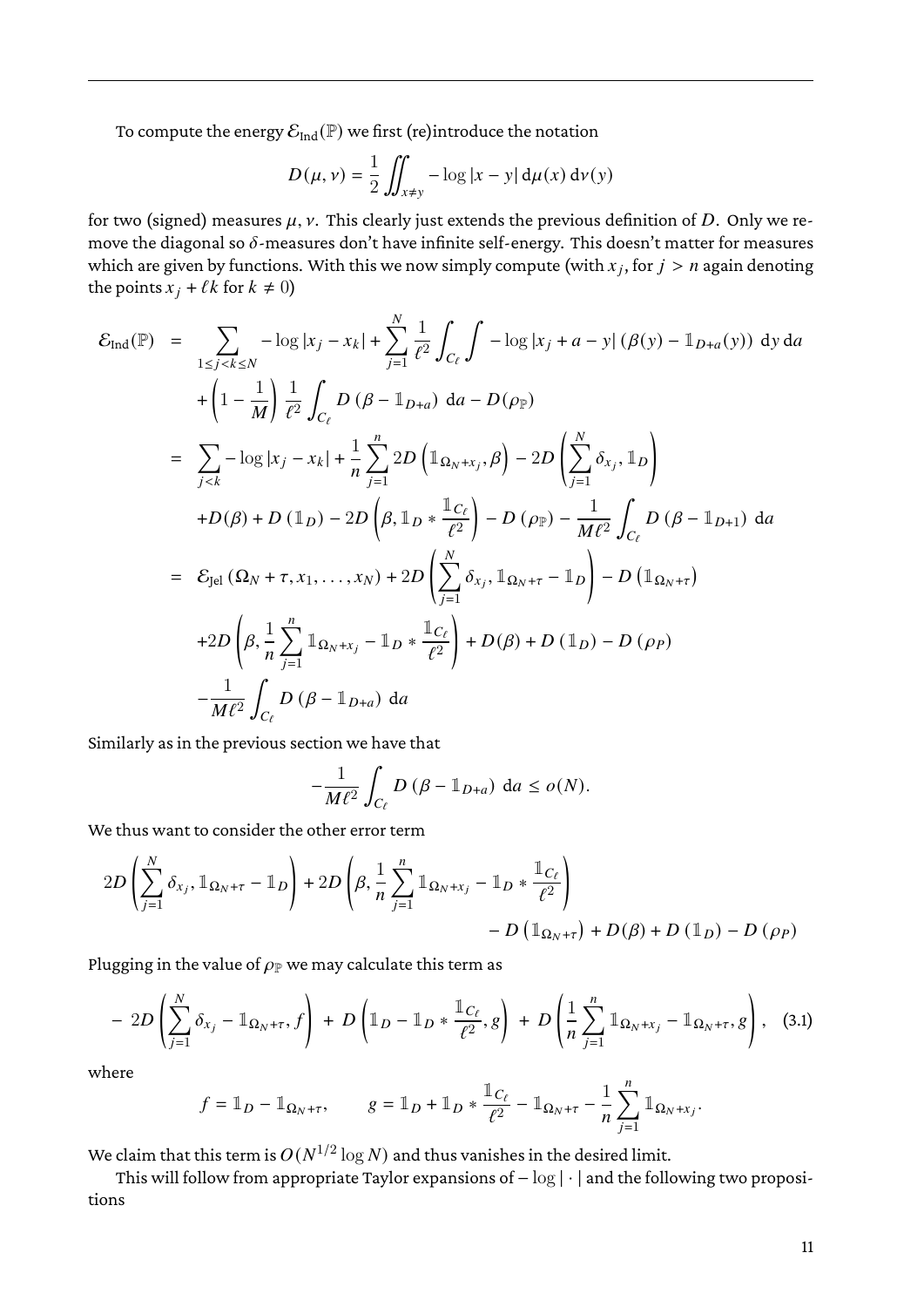To compute the energy $\mathcal{E}_{\text{Ind}}(\mathbb{P})$ we first (re)introduce the notation

$$D(\mu,\nu) = \frac{1}{2}\iint_{x\neq y} -\log|x-y| \,\mathrm{d}\mu(x)\,\mathrm{d}\nu(y)$$

for two (signed) measures $\mu,\nu$. This clearly just extends the previous definition of $D$. Only we remove the diagonal so $\delta$-measures don't have infinite self-energy. This doesn't matter for measures which are given by functions. With this we now simply compute (with $x_j$, for $j > n$ again denoting the points $x_j + \ell k$ for $k \neq 0$)

$$\begin{aligned}
\mathcal{E}_{\text{Ind}}(\mathbb{P}) &= \sum_{1\leq j<k\leq N} -\log|x_j - x_k| + \sum_{j=1}^{N} \frac{1}{\ell^2}\int_{C_\ell}\int -\log|x_j + a - y| \left(\beta(y) - \mathbb{1}_{D+a}(y)\right)\,\mathrm{d}y\,\mathrm{d}a \\
&\quad + \left(1 - \frac{1}{M}\right)\frac{1}{\ell^2}\int_{C_\ell} D\left(\beta - \mathbb{1}_{D+a}\right)\,\mathrm{d}a - D(\rho_{\mathbb{P}}) \\
&= \sum_{j<k} -\log|x_j - x_k| + \frac{1}{n}\sum_{j=1}^{n} 2D\left(\mathbb{1}_{\Omega_N + x_j}, \beta\right) - 2D\left(\sum_{j=1}^{N}\delta_{x_j}, \mathbb{1}_D\right) \\
&\quad + D(\beta) + D\left(\mathbb{1}_D\right) - 2D\left(\beta, \mathbb{1}_D * \frac{\mathbb{1}_{C_\ell}}{\ell^2}\right) - D\left(\rho_{\mathbb{P}}\right) - \frac{1}{M\ell^2}\int_{C_\ell} D\left(\beta - \mathbb{1}_{D+1}\right)\,\mathrm{d}a \\
&= \mathcal{E}_{\text{Jel}}\left(\Omega_N + \tau, x_1, \ldots, x_N\right) + 2D\left(\sum_{j=1}^{N}\delta_{x_j}, \mathbb{1}_{\Omega_N+\tau} - \mathbb{1}_D\right) - D\left(\mathbb{1}_{\Omega_N+\tau}\right) \\
&\quad + 2D\left(\beta, \frac{1}{n}\sum_{j=1}^{n}\mathbb{1}_{\Omega_N + x_j} - \mathbb{1}_D * \frac{\mathbb{1}_{C_\ell}}{\ell^2}\right) + D(\beta) + D\left(\mathbb{1}_D\right) - D\left(\rho_P\right) \\
&\quad - \frac{1}{M\ell^2}\int_{C_\ell} D\left(\beta - \mathbb{1}_{D+a}\right)\,\mathrm{d}a
\end{aligned}$$

Similarly as in the previous section we have that

$$-\frac{1}{M\ell^2}\int_{C_\ell} D\left(\beta - \mathbb{1}_{D+a}\right)\,\mathrm{d}a \leq o(N).$$

We thus want to consider the other error term

$$\begin{aligned}
2D\left(\sum_{j=1}^{N}\delta_{x_j}, \mathbb{1}_{\Omega_N+\tau} - \mathbb{1}_D\right) + 2D\left(\beta, \frac{1}{n}\sum_{j=1}^{n}\mathbb{1}_{\Omega_N + x_j} - \mathbb{1}_D * \frac{\mathbb{1}_{C_\ell}}{\ell^2}\right) \\
- D\left(\mathbb{1}_{\Omega_N+\tau}\right) + D(\beta) + D\left(\mathbb{1}_D\right) - D\left(\rho_P\right)
\end{aligned}$$

Plugging in the value of $\rho_{\mathbb{P}}$ we may calculate this term as

$$-\ 2D\left(\sum_{j=1}^{N}\delta_{x_j} - \mathbb{1}_{\Omega_N+\tau}, f\right) \ +\ D\left(\mathbb{1}_D - \mathbb{1}_D * \frac{\mathbb{1}_{C_\ell}}{\ell^2}, g\right) \ +\ D\left(\frac{1}{n}\sum_{j=1}^{n}\mathbb{1}_{\Omega_N + x_j} - \mathbb{1}_{\Omega_N+\tau}, g\right), \quad (3.1)$$

where

$$f = \mathbb{1}_D - \mathbb{1}_{\Omega_N+\tau}, \qquad g = \mathbb{1}_D + \mathbb{1}_D * \frac{\mathbb{1}_{C_\ell}}{\ell^2} - \mathbb{1}_{\Omega_N+\tau} - \frac{1}{n}\sum_{j=1}^{n}\mathbb{1}_{\Omega_N + x_j}.$$

We claim that this term is $O(N^{1/2}\log N)$ and thus vanishes in the desired limit.

This will follow from appropriate Taylor expansions of $-\log|\cdot|$ and the following two propositions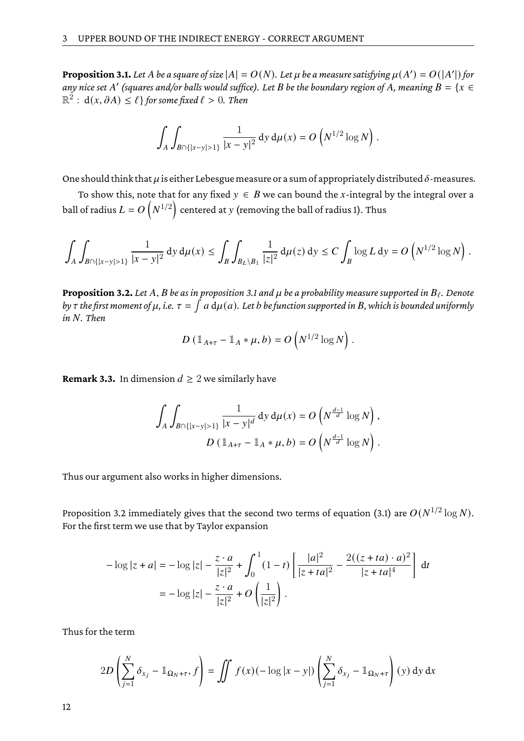**Proposition 3.1.** *Let $A$ be a square of size $|A| = O(N)$. Let $\mu$ be a measure satisfying $\mu(A') = O(|A'|)$ for any nice set $A'$ (squares and/or balls would suffice). Let $B$ be the boundary region of $A$, meaning $B = \{x \in \mathbb{R}^2 : \mathrm{d}(x, \partial A) \leq \ell\}$ for some fixed $\ell > 0$. Then*

$$
\int_A \int_{B \cap \{|x-y|>1\}} \frac{1}{|x-y|^2} \, \mathrm{d}y \, \mathrm{d}\mu(x) = O\left(N^{1/2} \log N\right).
$$

One should think that $\mu$ is either Lebesgue measure or a sum of appropriately distributed $\delta$-measures.

To show this, note that for any fixed $y \in B$ we can bound the $x$-integral by the integral over a ball of radius $L = O\left(N^{1/2}\right)$ centered at $y$ (removing the ball of radius 1). Thus

$$
\int_A \int_{B \cap \{|x-y|>1\}} \frac{1}{|x-y|^2} \, \mathrm{d}y \, \mathrm{d}\mu(x) \leq \int_B \int_{B_L \setminus B_1} \frac{1}{|z|^2} \, \mathrm{d}\mu(z) \, \mathrm{d}y \leq C \int_B \log L \, \mathrm{d}y = O\left(N^{1/2} \log N\right).
$$

**Proposition 3.2.** *Let $A$, $B$ be as in proposition 3.1 and $\mu$ be a probability measure supported in $B_\ell$. Denote by $\tau$ the first moment of $\mu$, i.e. $\tau = \int a \, \mathrm{d}\mu(a)$. Let $b$ be function supported in $B$, which is bounded uniformly in $N$. Then*

$$
D\left(\mathbb{1}_{A+\tau} - \mathbb{1}_A * \mu, b\right) = O\left(N^{1/2} \log N\right).
$$

**Remark 3.3.** In dimension $d \geq 2$ we similarly have

$$
\int_A \int_{B \cap \{|x-y|>1\}} \frac{1}{|x-y|^d} \, \mathrm{d}y \, \mathrm{d}\mu(x) = O\left(N^{\frac{d-1}{d}} \log N\right),
$$

$$
D\left(\mathbb{1}_{A+\tau} - \mathbb{1}_A * \mu, b\right) = O\left(N^{\frac{d-1}{d}} \log N\right).
$$

Thus our argument also works in higher dimensions.

Proposition 3.2 immediately gives that the second two terms of equation (3.1) are $O(N^{1/2} \log N)$. For the first term we use that by Taylor expansion

$$
\begin{aligned}
-\log|z+a| &= -\log|z| - \frac{z \cdot a}{|z|^2} + \int_0^1 (1-t) \left[ \frac{|a|^2}{|z+ta|^2} - \frac{2((z+ta)\cdot a)^2}{|z+ta|^4} \right] \mathrm{d}t \\
&= -\log|z| - \frac{z \cdot a}{|z|^2} + O\left(\frac{1}{|z|^2}\right).
\end{aligned}
$$

Thus for the term

$$
2D\left(\sum_{j=1}^N \delta_{x_j} - \mathbb{1}_{\Omega_N + \tau}, f\right) = \iint f(x)(-\log|x-y|)\left(\sum_{j=1}^N \delta_{x_j} - \mathbb{1}_{\Omega_N+\tau}\right)(y) \, \mathrm{d}y \, \mathrm{d}x
$$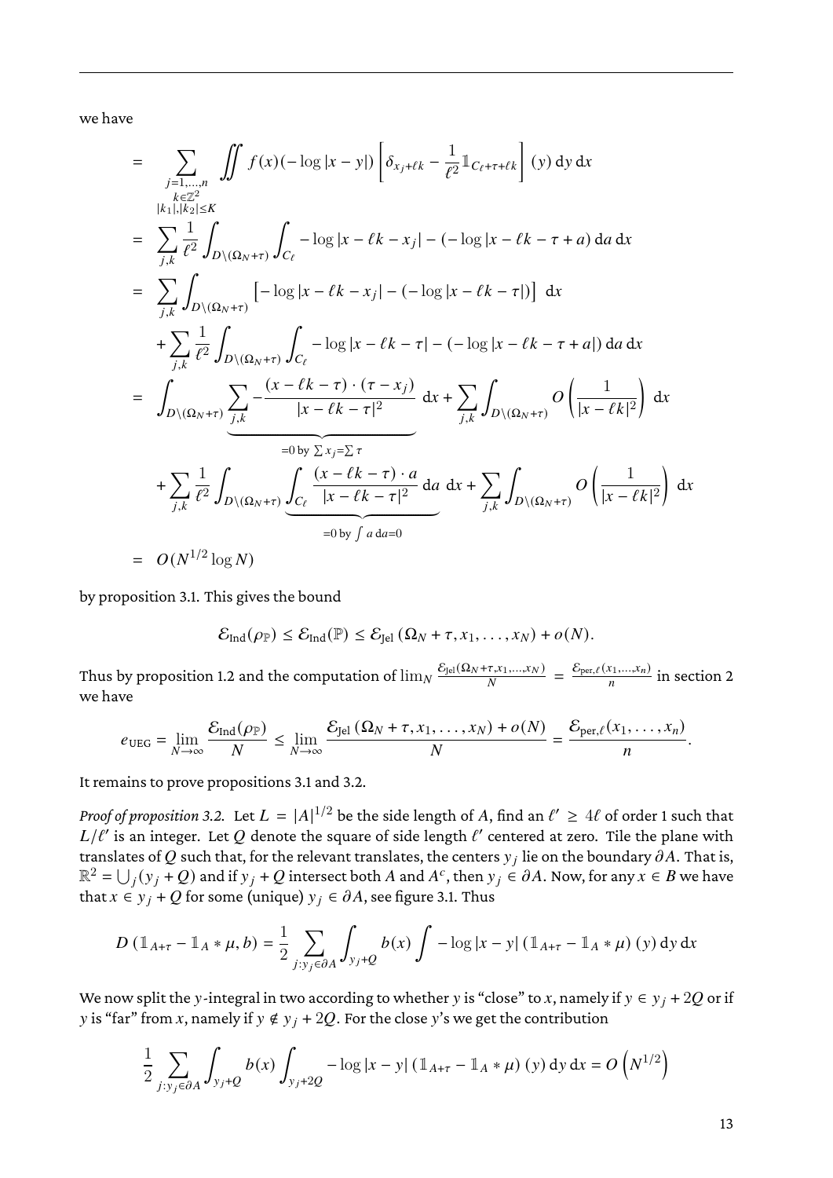we have

$$
\begin{aligned}
&= \sum_{\substack{j=1,\ldots,n \\ k\in\mathbb{Z}^2 \\ |k_1|,|k_2|\leq K}} \iint f(x)(-\log|x-y|)\left[\delta_{x_j+\ell k} - \frac{1}{\ell^2}\mathbb{1}_{C_\ell+\tau+\ell k}\right](y)\,\mathrm{d}y\,\mathrm{d}x \\
&= \sum_{j,k}\frac{1}{\ell^2}\int_{D\setminus(\Omega_N+\tau)}\int_{C_\ell} -\log|x-\ell k-x_j| - (-\log|x-\ell k-\tau+a)\,\mathrm{d}a\,\mathrm{d}x \\
&= \sum_{j,k}\int_{D\setminus(\Omega_N+\tau)}\left[-\log|x-\ell k-x_j| - (-\log|x-\ell k-\tau|)\right]\,\mathrm{d}x \\
&\quad + \sum_{j,k}\frac{1}{\ell^2}\int_{D\setminus(\Omega_N+\tau)}\int_{C_\ell} -\log|x-\ell k-\tau| - (-\log|x-\ell k-\tau+a|)\,\mathrm{d}a\,\mathrm{d}x \\
&= \int_{D\setminus(\Omega_N+\tau)}\underbrace{\sum_{j,k} -\frac{(x-\ell k-\tau)\cdot(\tau-x_j)}{|x-\ell k-\tau|^2}}_{=0 \text{ by } \sum x_j = \sum \tau}\,\mathrm{d}x + \sum_{j,k}\int_{D\setminus(\Omega_N+\tau)} O\left(\frac{1}{|x-\ell k|^2}\right)\,\mathrm{d}x \\
&\quad + \sum_{j,k}\frac{1}{\ell^2}\int_{D\setminus(\Omega_N+\tau)}\underbrace{\int_{C_\ell}\frac{(x-\ell k-\tau)\cdot a}{|x-\ell k-\tau|^2}\,\mathrm{d}a}_{=0 \text{ by } \int a\,\mathrm{d}a=0}\,\mathrm{d}x + \sum_{j,k}\int_{D\setminus(\Omega_N+\tau)} O\left(\frac{1}{|x-\ell k|^2}\right)\,\mathrm{d}x \\
&= O(N^{1/2}\log N)
\end{aligned}
$$

by proposition 3.1. This gives the bound

$$
\mathcal{E}_{\mathrm{Ind}}(\rho_{\mathbb{P}}) \leq \mathcal{E}_{\mathrm{Ind}}(\mathbb{P}) \leq \mathcal{E}_{\mathrm{Jel}}\left(\Omega_N+\tau, x_1,\ldots,x_N\right) + o(N).
$$

Thus by proposition 1.2 and the computation of $\lim_N \frac{\mathcal{E}_{\mathrm{Jel}}(\Omega_N+\tau,x_1,\ldots,x_N)}{N} = \frac{\mathcal{E}_{\mathrm{per},\ell}(x_1,\ldots,x_n)}{n}$ in section 2 we have

$$
e_{\mathrm{UEG}} = \lim_{N\to\infty}\frac{\mathcal{E}_{\mathrm{Ind}}(\rho_{\mathbb{P}})}{N} \leq \lim_{N\to\infty}\frac{\mathcal{E}_{\mathrm{Jel}}\left(\Omega_N+\tau,x_1,\ldots,x_N\right)+o(N)}{N} = \frac{\mathcal{E}_{\mathrm{per},\ell}(x_1,\ldots,x_n)}{n}.
$$

It remains to prove propositions 3.1 and 3.2.

*Proof of proposition 3.2.* Let $L = |A|^{1/2}$ be the side length of $A$, find an $\ell' \geq 4\ell$ of order 1 such that $L/\ell'$ is an integer. Let $Q$ denote the square of side length $\ell'$ centered at zero. Tile the plane with translates of $Q$ such that, for the relevant translates, the centers $y_j$ lie on the boundary $\partial A$. That is, $\mathbb{R}^2 = \bigcup_j (y_j + Q)$ and if $y_j + Q$ intersect both $A$ and $A^c$, then $y_j \in \partial A$. Now, for any $x \in B$ we have that $x \in y_j + Q$ for some (unique) $y_j \in \partial A$, see figure 3.1. Thus

$$
D\left(\mathbb{1}_{A+\tau} - \mathbb{1}_A * \mu, b\right) = \frac{1}{2}\sum_{j:y_j\in\partial A}\int_{y_j+Q} b(x)\int -\log|x-y|\left(\mathbb{1}_{A+\tau}-\mathbb{1}_A*\mu\right)(y)\,\mathrm{d}y\,\mathrm{d}x
$$

We now split the $y$-integral in two according to whether $y$ is "close" to $x$, namely if $y \in y_j + 2Q$ or if $y$ is "far" from $x$, namely if $y \notin y_j + 2Q$. For the close $y$'s we get the contribution

$$
\frac{1}{2}\sum_{j:y_j\in\partial A}\int_{y_j+Q} b(x)\int_{y_j+2Q} -\log|x-y|\left(\mathbb{1}_{A+\tau}-\mathbb{1}_A*\mu\right)(y)\,\mathrm{d}y\,\mathrm{d}x = O\left(N^{1/2}\right)
$$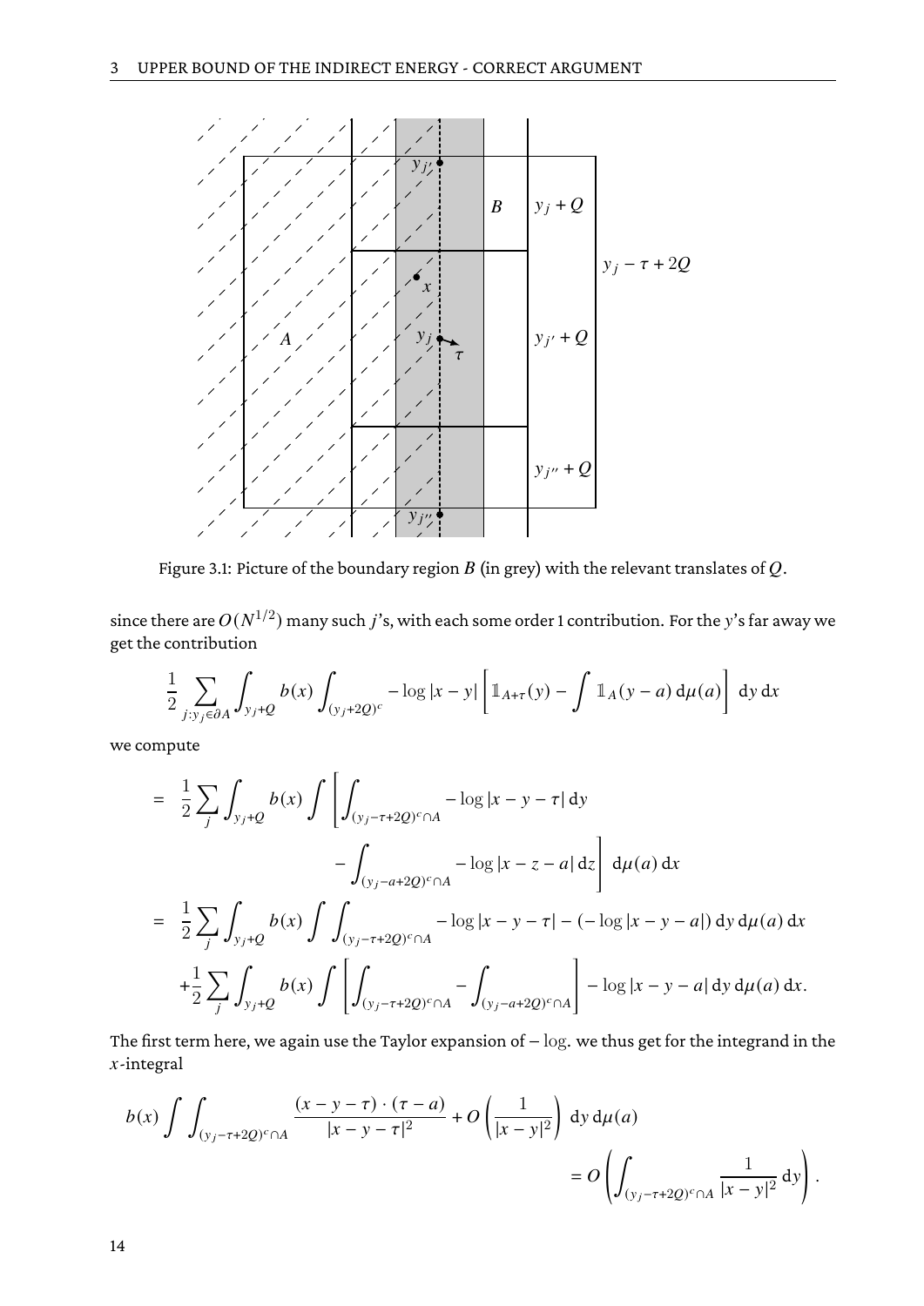Figure 3.1: Picture of the boundary region $B$ (in grey) with the relevant translates of $Q$.

since there are $O(N^{1/2})$ many such $j$'s, with each some order 1 contribution. For the $y$'s far away we get the contribution

$$\frac{1}{2}\sum_{j:y_j\in\partial A}\int_{y_j+Q} b(x)\int_{(y_j+2Q)^c} -\log|x-y|\left[\mathbb{1}_{A+\tau}(y)-\int \mathbb{1}_A(y-a)\,\mathrm{d}\mu(a)\right]\,\mathrm{d}y\,\mathrm{d}x$$

we compute

$$\begin{aligned}
&= \frac{1}{2}\sum_j\int_{y_j+Q} b(x)\int\left[\int_{(y_j-\tau+2Q)^c\cap A} -\log|x-y-\tau|\,\mathrm{d}y\right.\\
&\qquad\qquad\left.-\int_{(y_j-a+2Q)^c\cap A} -\log|x-z-a|\,\mathrm{d}z\right]\,\mathrm{d}\mu(a)\,\mathrm{d}x\\
&= \frac{1}{2}\sum_j\int_{y_j+Q} b(x)\int\int_{(y_j-\tau+2Q)^c\cap A} -\log|x-y-\tau|-(-\log|x-y-a|)\,\mathrm{d}y\,\mathrm{d}\mu(a)\,\mathrm{d}x\\
&\quad+\frac{1}{2}\sum_j\int_{y_j+Q} b(x)\int\left[\int_{(y_j-\tau+2Q)^c\cap A}-\int_{(y_j-a+2Q)^c\cap A}\right]-\log|x-y-a|\,\mathrm{d}y\,\mathrm{d}\mu(a)\,\mathrm{d}x.
\end{aligned}$$

The first term here, we again use the Taylor expansion of $-\log$. we thus get for the integrand in the $x$-integral

$$\begin{aligned}
b(x)\int\int_{(y_j-\tau+2Q)^c\cap A}\frac{(x-y-\tau)\cdot(\tau-a)}{|x-y-\tau|^2}+O\left(\frac{1}{|x-y|^2}\right)\,\mathrm{d}y\,\mathrm{d}\mu(a)&\\
=O\left(\int_{(y_j-\tau+2Q)^c\cap A}\frac{1}{|x-y|^2}\,\mathrm{d}y\right)&.
\end{aligned}$$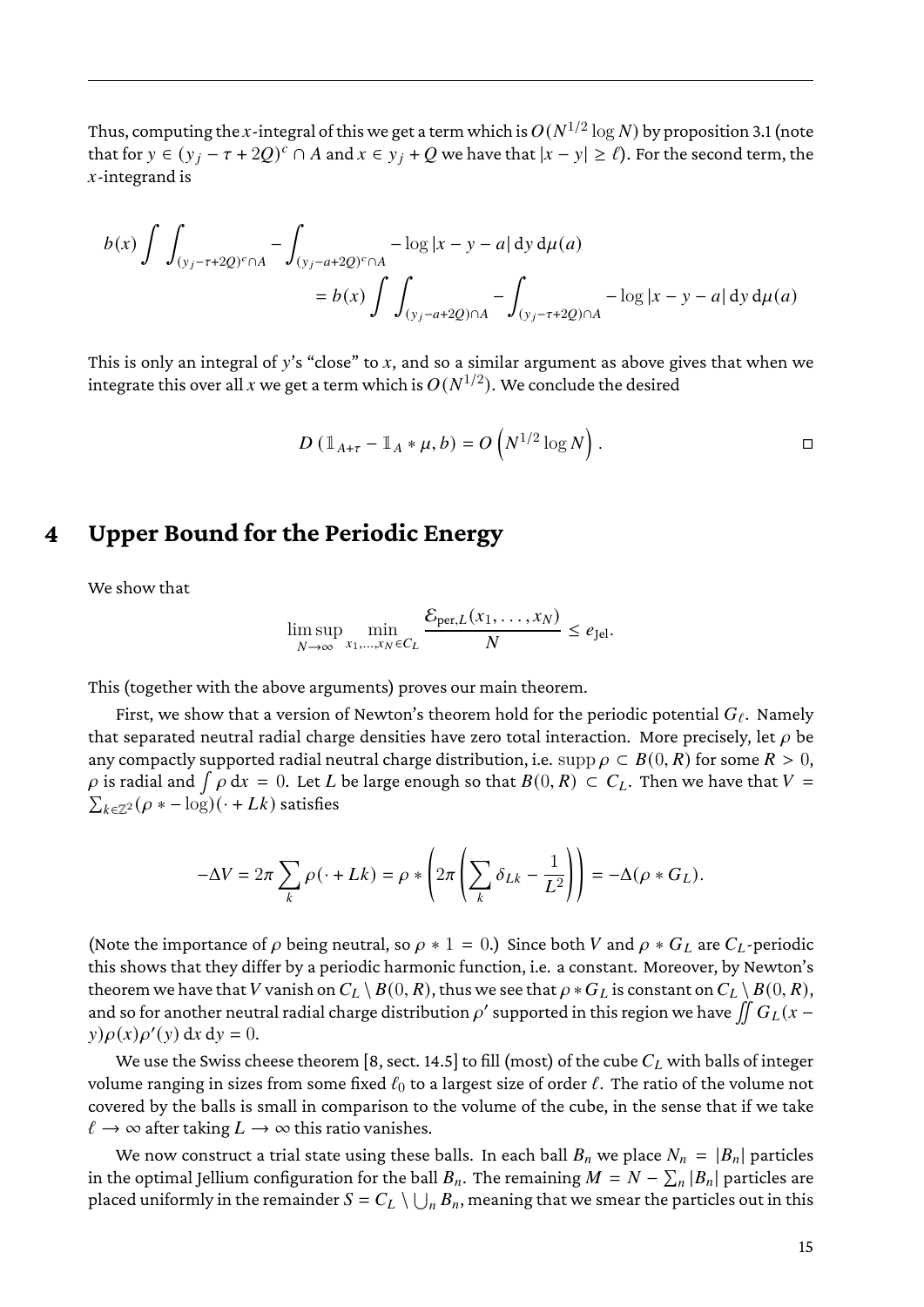Thus, computing the $x$-integral of this we get a term which is $O(N^{1/2}\log N)$ by proposition 3.1 (note that for $y \in (y_j - \tau + 2Q)^c \cap A$ and $x \in y_j + Q$ we have that $|x-y| \geq \ell$). For the second term, the $x$-integrand is

$$
\begin{aligned}
b(x) \int \int_{(y_j-\tau+2Q)^c\cap A} - \int_{(y_j-a+2Q)^c\cap A} -\log|x-y-a|\,\mathrm{d}y\,\mathrm{d}\mu(a) \\
= b(x) \int \int_{(y_j-a+2Q)\cap A} - \int_{(y_j-\tau+2Q)\cap A} -\log|x-y-a|\,\mathrm{d}y\,\mathrm{d}\mu(a)
\end{aligned}
$$

This is only an integral of $y$'s "close" to $x$, and so a similar argument as above gives that when we integrate this over all $x$ we get a term which is $O(N^{1/2})$. We conclude the desired

$$
D\left(\mathbb{1}_{A+\tau} - \mathbb{1}_A * \mu, b\right) = O\left(N^{1/2}\log N\right). \qquad \square
$$

# 4 Upper Bound for the Periodic Energy

We show that

$$
\limsup_{N\to\infty} \min_{x_1,\ldots,x_N\in C_L} \frac{\mathcal{E}_{\mathrm{per},L}(x_1,\ldots,x_N)}{N} \leq e_{\mathrm{Jel}}.
$$

This (together with the above arguments) proves our main theorem.

First, we show that a version of Newton's theorem hold for the periodic potential $G_\ell$. Namely that separated neutral radial charge densities have zero total interaction. More precisely, let $\rho$ be any compactly supported radial neutral charge distribution, i.e. $\operatorname{supp}\rho \subset B(0,R)$ for some $R>0$, $\rho$ is radial and $\int \rho\,\mathrm{d}x = 0$. Let $L$ be large enough so that $B(0,R)\subset C_L$. Then we have that $V = \sum_{k\in\mathbb{Z}^2}(\rho * -\log)(\cdot + Lk)$ satisfies

$$
-\Delta V = 2\pi\sum_k \rho(\cdot + Lk) = \rho * \left(2\pi\left(\sum_k \delta_{Lk} - \frac{1}{L^2}\right)\right) = -\Delta(\rho * G_L).
$$

(Note the importance of $\rho$ being neutral, so $\rho * 1 = 0$.) Since both $V$ and $\rho * G_L$ are $C_L$-periodic this shows that they differ by a periodic harmonic function, i.e. a constant. Moreover, by Newton's theorem we have that $V$ vanish on $C_L\setminus B(0,R)$, thus we see that $\rho * G_L$ is constant on $C_L\setminus B(0,R)$, and so for another neutral radial charge distribution $\rho'$ supported in this region we have $\iint G_L(x-y)\rho(x)\rho'(y)\,\mathrm{d}x\,\mathrm{d}y = 0$.

We use the Swiss cheese theorem [8, sect. 14.5] to fill (most) of the cube $C_L$ with balls of integer volume ranging in sizes from some fixed $\ell_0$ to a largest size of order $\ell$. The ratio of the volume not covered by the balls is small in comparison to the volume of the cube, in the sense that if we take $\ell\to\infty$ after taking $L\to\infty$ this ratio vanishes.

We now construct a trial state using these balls. In each ball $B_n$ we place $N_n = |B_n|$ particles in the optimal Jellium configuration for the ball $B_n$. The remaining $M = N - \sum_n |B_n|$ particles are placed uniformly in the remainder $S = C_L \setminus \bigcup_n B_n$, meaning that we smear the particles out in this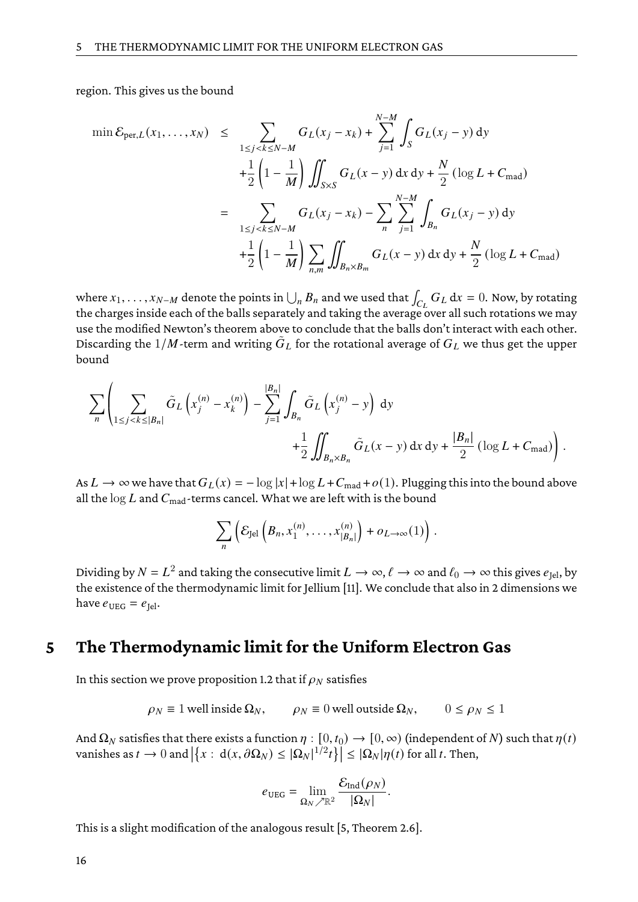region. This gives us the bound

$$
\begin{aligned}
\min \mathcal{E}_{\text{per},L}(x_1,\dots,x_N) &\leq \sum_{1\leq j<k\leq N-M} G_L(x_j-x_k) + \sum_{j=1}^{N-M}\int_S G_L(x_j-y)\,\mathrm{d}y \\
&\quad + \frac{1}{2}\left(1-\frac{1}{M}\right)\iint_{S\times S} G_L(x-y)\,\mathrm{d}x\,\mathrm{d}y + \frac{N}{2}\left(\log L + C_{\text{mad}}\right) \\
&= \sum_{1\leq j<k\leq N-M} G_L(x_j-x_k) - \sum_n \sum_{j=1}^{N-M}\int_{B_n} G_L(x_j-y)\,\mathrm{d}y \\
&\quad + \frac{1}{2}\left(1-\frac{1}{M}\right)\sum_{n,m}\iint_{B_n\times B_m} G_L(x-y)\,\mathrm{d}x\,\mathrm{d}y + \frac{N}{2}\left(\log L + C_{\text{mad}}\right)
\end{aligned}
$$

where $x_1,\dots,x_{N-M}$ denote the points in $\bigcup_n B_n$ and we used that $\int_{C_L} G_L\,\mathrm{d}x = 0$. Now, by rotating the charges inside each of the balls separately and taking the average over all such rotations we may use the modified Newton's theorem above to conclude that the balls don't interact with each other. Discarding the $1/M$-term and writing $\tilde{G}_L$ for the rotational average of $G_L$ we thus get the upper bound

$$
\sum_n \left( \sum_{1\leq j<k\leq |B_n|} \tilde{G}_L\left(x_j^{(n)}-x_k^{(n)}\right) - \sum_{j=1}^{|B_n|}\int_{B_n} \tilde{G}_L\left(x_j^{(n)}-y\right)\,\mathrm{d}y \right.
$$
$$
\left. + \frac{1}{2}\iint_{B_n\times B_n} \tilde{G}_L(x-y)\,\mathrm{d}x\,\mathrm{d}y + \frac{|B_n|}{2}\left(\log L + C_{\text{mad}}\right)\right).
$$

As $L\to\infty$ we have that $G_L(x) = -\log|x| + \log L + C_{\text{mad}} + o(1)$. Plugging this into the bound above all the $\log L$ and $C_{\text{mad}}$-terms cancel. What we are left with is the bound

$$
\sum_n \left( \mathcal{E}_{\text{Jel}}\left(B_n, x_1^{(n)},\dots,x_{|B_n|}^{(n)}\right) + o_{L\to\infty}(1)\right).
$$

Dividing by $N = L^2$ and taking the consecutive limit $L\to\infty$, $\ell\to\infty$ and $\ell_0\to\infty$ this gives $e_{\text{Jel}}$, by the existence of the thermodynamic limit for Jellium [11]. We conclude that also in 2 dimensions we have $e_{\text{UEG}} = e_{\text{Jel}}$.

## 5 The Thermodynamic limit for the Uniform Electron Gas

In this section we prove proposition 1.2 that if $\rho_N$ satisfies

$$
\rho_N \equiv 1 \text{ well inside } \Omega_N, \qquad \rho_N \equiv 0 \text{ well outside } \Omega_N, \qquad 0\leq \rho_N \leq 1
$$

And $\Omega_N$ satisfies that there exists a function $\eta : [0,t_0)\to[0,\infty)$ (independent of $N$) such that $\eta(t)$ vanishes as $t\to 0$ and $\left|\left\{x : \mathrm{d}(x,\partial\Omega_N) \leq |\Omega_N|^{1/2}t\right\}\right| \leq |\Omega_N|\eta(t)$ for all $t$. Then,

$$
e_{\text{UEG}} = \lim_{\Omega_N\nearrow\mathbb{R}^2} \frac{\mathcal{E}_{\text{Ind}}(\rho_N)}{|\Omega_N|}.
$$

This is a slight modification of the analogous result [5, Theorem 2.6].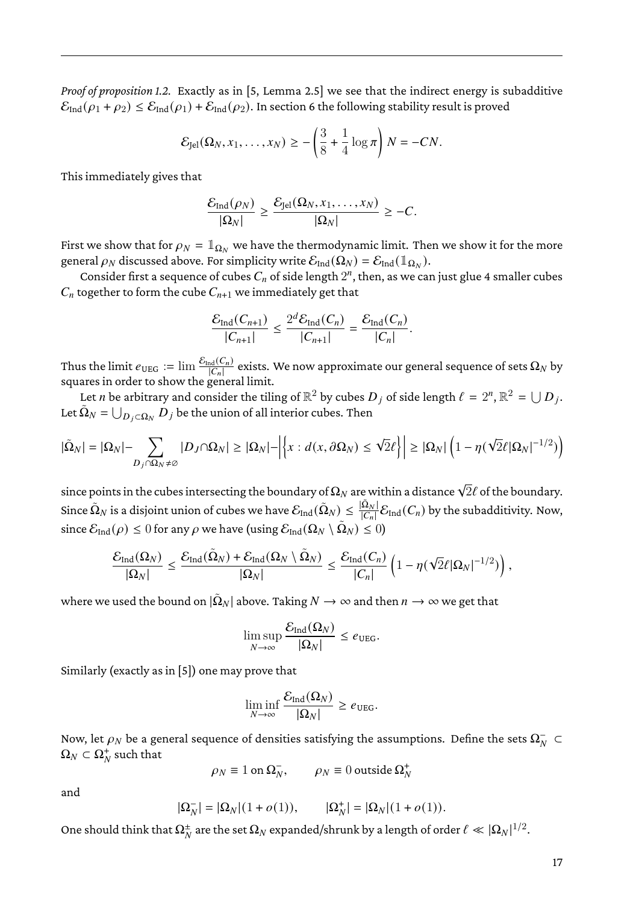*Proof of proposition 1.2.* Exactly as in [5, Lemma 2.5] we see that the indirect energy is subadditive $\mathcal{E}_{\text{Ind}}(\rho_1 + \rho_2) \leq \mathcal{E}_{\text{Ind}}(\rho_1) + \mathcal{E}_{\text{Ind}}(\rho_2)$. In section 6 the following stability result is proved

$$\mathcal{E}_{\text{Jel}}(\Omega_N, x_1, \ldots, x_N) \geq -\left(\frac{3}{8} + \frac{1}{4}\log\pi\right) N = -CN.$$

This immediately gives that

$$\frac{\mathcal{E}_{\text{Ind}}(\rho_N)}{|\Omega_N|} \geq \frac{\mathcal{E}_{\text{Jel}}(\Omega_N, x_1, \ldots, x_N)}{|\Omega_N|} \geq -C.$$

First we show that for $\rho_N = \mathbb{1}_{\Omega_N}$ we have the thermodynamic limit. Then we show it for the more general $\rho_N$ discussed above. For simplicity write $\mathcal{E}_{\text{Ind}}(\Omega_N) = \mathcal{E}_{\text{Ind}}(\mathbb{1}_{\Omega_N})$.

Consider first a sequence of cubes $C_n$ of side length $2^n$, then, as we can just glue 4 smaller cubes $C_n$ together to form the cube $C_{n+1}$ we immediately get that

$$\frac{\mathcal{E}_{\text{Ind}}(C_{n+1})}{|C_{n+1}|} \leq \frac{2^d \mathcal{E}_{\text{Ind}}(C_n)}{|C_{n+1}|} = \frac{\mathcal{E}_{\text{Ind}}(C_n)}{|C_n|}.$$

Thus the limit $e_{\text{UEG}} := \lim \frac{\mathcal{E}_{\text{Ind}}(C_n)}{|C_n|}$ exists. We now approximate our general sequence of sets $\Omega_N$ by squares in order to show the general limit.

Let $n$ be arbitrary and consider the tiling of $\mathbb{R}^2$ by cubes $D_j$ of side length $\ell = 2^n$, $\mathbb{R}^2 = \bigcup D_j$. Let $\tilde{\Omega}_N = \bigcup_{D_j \subset \Omega_N} D_j$ be the union of all interior cubes. Then

$$|\tilde{\Omega}_N| = |\Omega_N| - \sum_{D_j \cap \Omega_N \neq \emptyset} |D_J \cap \Omega_N| \geq |\Omega_N| - \left|\left\{x : d(x, \partial\Omega_N) \leq \sqrt{2}\ell\right\}\right| \geq |\Omega_N| \left(1 - \eta(\sqrt{2}\ell|\Omega_N|^{-1/2})\right)$$

since points in the cubes intersecting the boundary of $\Omega_N$ are within a distance $\sqrt{2}\ell$ of the boundary. Since $\tilde{\Omega}_N$ is a disjoint union of cubes we have $\mathcal{E}_{\text{Ind}}(\tilde{\Omega}_N) \leq \frac{|\tilde{\Omega}_N|}{|C_n|}\mathcal{E}_{\text{Ind}}(C_n)$ by the subadditivity. Now, since $\mathcal{E}_{\text{Ind}}(\rho) \leq 0$ for any $\rho$ we have (using $\mathcal{E}_{\text{Ind}}(\Omega_N \setminus \tilde{\Omega}_N) \leq 0$)

$$\frac{\mathcal{E}_{\text{Ind}}(\Omega_N)}{|\Omega_N|} \leq \frac{\mathcal{E}_{\text{Ind}}(\tilde{\Omega}_N) + \mathcal{E}_{\text{Ind}}(\Omega_N \setminus \tilde{\Omega}_N)}{|\Omega_N|} \leq \frac{\mathcal{E}_{\text{Ind}}(C_n)}{|C_n|}\left(1 - \eta(\sqrt{2}\ell|\Omega_N|^{-1/2})\right),$$

where we used the bound on $|\tilde{\Omega}_N|$ above. Taking $N \to \infty$ and then $n \to \infty$ we get that

$$\limsup_{N\to\infty} \frac{\mathcal{E}_{\text{Ind}}(\Omega_N)}{|\Omega_N|} \leq e_{\text{UEG}}.$$

Similarly (exactly as in [5]) one may prove that

$$\liminf_{N\to\infty} \frac{\mathcal{E}_{\text{Ind}}(\Omega_N)}{|\Omega_N|} \geq e_{\text{UEG}}.$$

Now, let $\rho_N$ be a general sequence of densities satisfying the assumptions. Define the sets $\Omega_N^- \subset \Omega_N \subset \Omega_N^+$ such that

$$\rho_N \equiv 1 \text{ on } \Omega_N^-, \qquad \rho_N \equiv 0 \text{ outside } \Omega_N^+$$

and

$$|\Omega_N^-| = |\Omega_N|(1 + o(1)), \qquad |\Omega_N^+| = |\Omega_N|(1 + o(1)).$$

One should think that $\Omega_N^\pm$ are the set $\Omega_N$ expanded/shrunk by a length of order $\ell \ll |\Omega_N|^{1/2}$.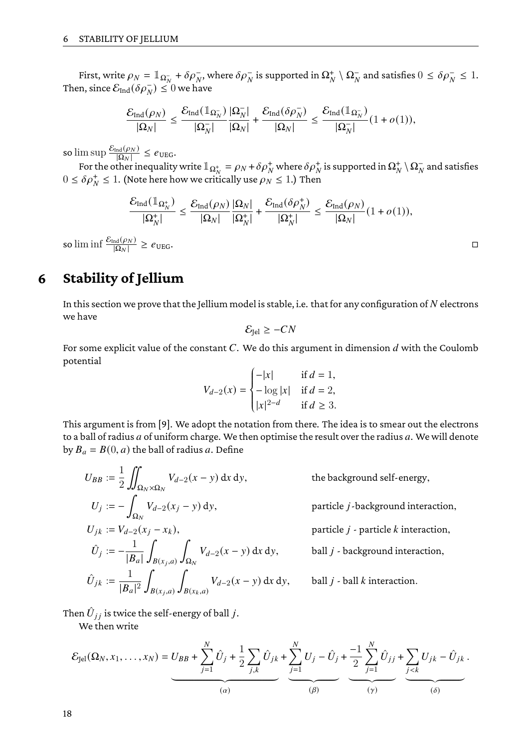First, write $\rho_N = \mathbb{1}_{\Omega_N^-} + \delta\rho_N^-$, where $\delta\rho_N^-$ is supported in $\Omega_N^+ \setminus \Omega_N^-$ and satisfies $0 \leq \delta\rho_N^- \leq 1$. Then, since $\mathcal{E}_{\mathrm{Ind}}(\delta\rho_N^-) \leq 0$ we have

$$\frac{\mathcal{E}_{\mathrm{Ind}}(\rho_N)}{|\Omega_N|} \leq \frac{\mathcal{E}_{\mathrm{Ind}}(\mathbb{1}_{\Omega_N^-})}{|\Omega_N^-|}\frac{|\Omega_N^-|}{|\Omega_N|} + \frac{\mathcal{E}_{\mathrm{Ind}}(\delta\rho_N^-)}{|\Omega_N|} \leq \frac{\mathcal{E}_{\mathrm{Ind}}(\mathbb{1}_{\Omega_N^-})}{|\Omega_N^-|}(1+o(1)),$$

so $\limsup \frac{\mathcal{E}_{\mathrm{Ind}}(\rho_N)}{|\Omega_N|} \leq e_{\mathrm{UEG}}$.

For the other inequality write $\mathbb{1}_{\Omega_N^+} = \rho_N + \delta\rho_N^+$ where $\delta\rho_N^+$ is supported in $\Omega_N^+ \setminus \Omega_N^-$ and satisfies $0 \leq \delta\rho_N^+ \leq 1$. (Note here how we critically use $\rho_N \leq 1$.) Then

$$\frac{\mathcal{E}_{\mathrm{Ind}}(\mathbb{1}_{\Omega_N^+})}{|\Omega_N^+|} \leq \frac{\mathcal{E}_{\mathrm{Ind}}(\rho_N)}{|\Omega_N|}\frac{|\Omega_N|}{|\Omega_N^+|} + \frac{\mathcal{E}_{\mathrm{Ind}}(\delta\rho_N^+)}{|\Omega_N^+|} \leq \frac{\mathcal{E}_{\mathrm{Ind}}(\rho_N)}{|\Omega_N|}(1+o(1)),$$

so $\liminf \frac{\mathcal{E}_{\mathrm{Ind}}(\rho_N)}{|\Omega_N|} \geq e_{\mathrm{UEG}}$. ◻

# 6 Stability of Jellium

In this section we prove that the Jellium model is stable, i.e. that for any configuration of $N$ electrons we have

$$\mathcal{E}_{\mathrm{Jel}} \geq -CN$$

For some explicit value of the constant $C$. We do this argument in dimension $d$ with the Coulomb potential

$$V_{d-2}(x) = \begin{cases} -|x| & \text{if } d = 1, \\ -\log|x| & \text{if } d = 2, \\ |x|^{2-d} & \text{if } d \geq 3. \end{cases}$$

This argument is from [9]. We adopt the notation from there. The idea is to smear out the electrons to a ball of radius $a$ of uniform charge. We then optimise the result over the radius $a$. We will denote by $B_a = B(0,a)$ the ball of radius $a$. Define

$$\begin{aligned}
U_{BB} &:= \frac{1}{2}\iint_{\Omega_N\times\Omega_N} V_{d-2}(x-y)\,\mathrm{d}x\,\mathrm{d}y, && \text{the background self-energy,}\\
U_j &:= -\int_{\Omega_N} V_{d-2}(x_j - y)\,\mathrm{d}y, && \text{particle } j\text{-background interaction,}\\
U_{jk} &:= V_{d-2}(x_j - x_k), && \text{particle } j \text{ - particle } k \text{ interaction,}\\
\hat{U}_j &:= -\frac{1}{|B_a|}\int_{B(x_j,a)}\int_{\Omega_N} V_{d-2}(x-y)\,\mathrm{d}x\,\mathrm{d}y, && \text{ball } j \text{ - background interaction,}\\
\hat{U}_{jk} &:= \frac{1}{|B_a|^2}\int_{B(x_j,a)}\int_{B(x_k,a)} V_{d-2}(x-y)\,\mathrm{d}x\,\mathrm{d}y, && \text{ball } j \text{ - ball } k \text{ interaction.}
\end{aligned}$$

Then $\hat{U}_{jj}$ is twice the self-energy of ball $j$.

We then write

$$\mathcal{E}_{\mathrm{Jel}}(\Omega_N, x_1,\dots,x_N) = \underbrace{U_{BB} + \sum_{j=1}^N \hat{U}_j + \frac{1}{2}\sum_{j,k}\hat{U}_{jk}}_{(\alpha)} + \underbrace{\sum_{j=1}^N U_j - \hat{U}_j}_{(\beta)} + \underbrace{\frac{-1}{2}\sum_{j=1}^N \hat{U}_{jj}}_{(\gamma)} + \underbrace{\sum_{j<k} U_{jk} - \hat{U}_{jk}}_{(\delta)}.$$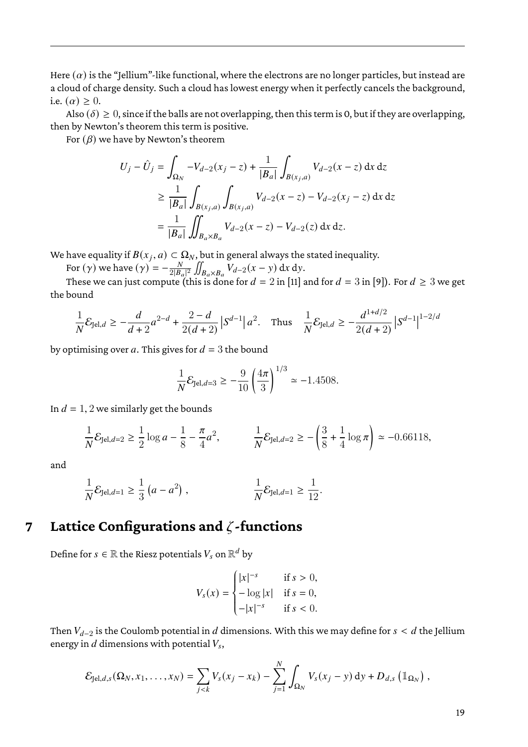Here $(\alpha)$ is the "Jellium"-like functional, where the electrons are no longer particles, but instead are a cloud of charge density. Such a cloud has lowest energy when it perfectly cancels the background, i.e. $(\alpha) \geq 0$.

Also $(\delta) \geq 0$, since if the balls are not overlapping, then this term is 0, but if they are overlapping, then by Newton's theorem this term is positive.

For $(\beta)$ we have by Newton's theorem

$$
\begin{aligned}
U_j - \hat{U}_j &= \int_{\Omega_N} -V_{d-2}(x_j - z) + \frac{1}{|B_a|} \int_{B(x_j,a)} V_{d-2}(x - z) \, \mathrm{d}x \, \mathrm{d}z \\
&\geq \frac{1}{|B_a|} \int_{B(x_j,a)} \int_{B(x_j,a)} V_{d-2}(x - z) - V_{d-2}(x_j - z) \, \mathrm{d}x \, \mathrm{d}z \\
&= \frac{1}{|B_a|} \iint_{B_a \times B_a} V_{d-2}(x - z) - V_{d-2}(z) \, \mathrm{d}x \, \mathrm{d}z.
\end{aligned}
$$

We have equality if $B(x_j, a) \subset \Omega_N$, but in general always the stated inequality.

For $(\gamma)$ we have $(\gamma) = -\frac{N}{2|B_a|^2} \iint_{B_a \times B_a} V_{d-2}(x - y) \, \mathrm{d}x \, \mathrm{d}y$.

These we can just compute (this is done for $d = 2$ in [11] and for $d = 3$ in [9]). For $d \geq 3$ we get the bound

$$
\frac{1}{N} \mathcal{E}_{\mathrm{Jel},d} \geq -\frac{d}{d+2} a^{2-d} + \frac{2-d}{2(d+2)} \left| S^{d-1} \right| a^2. \quad \text{Thus} \quad \frac{1}{N} \mathcal{E}_{\mathrm{Jel},d} \geq -\frac{d^{1+d/2}}{2(d+2)} \left| S^{d-1} \right|^{1-2/d}
$$

by optimising over $a$. This gives for $d = 3$ the bound

$$
\frac{1}{N} \mathcal{E}_{\mathrm{Jel},d=3} \geq -\frac{9}{10} \left( \frac{4\pi}{3} \right)^{1/3} \simeq -1.4508.
$$

In $d = 1, 2$ we similarly get the bounds

$$
\frac{1}{N} \mathcal{E}_{\mathrm{Jel},d=2} \geq \frac{1}{2} \log a - \frac{1}{8} - \frac{\pi}{4} a^2, \qquad \frac{1}{N} \mathcal{E}_{\mathrm{Jel},d=2} \geq -\left( \frac{3}{8} + \frac{1}{4} \log \pi \right) \simeq -0.66118,
$$

and

$$
\frac{1}{N} \mathcal{E}_{\mathrm{Jel},d=1} \geq \frac{1}{3} \left( a - a^2 \right), \qquad \frac{1}{N} \mathcal{E}_{\mathrm{Jel},d=1} \geq \frac{1}{12}.
$$

# 7 Lattice Configurations and $\zeta$-functions

Define for $s \in \mathbb{R}$ the Riesz potentials $V_s$ on $\mathbb{R}^d$ by

$$
V_s(x) = \begin{cases} |x|^{-s} & \text{if } s > 0, \\ -\log |x| & \text{if } s = 0, \\ -|x|^{-s} & \text{if } s < 0. \end{cases}
$$

Then $V_{d-2}$ is the Coulomb potential in $d$ dimensions. With this we may define for $s < d$ the Jellium energy in $d$ dimensions with potential $V_s$,

$$
\mathcal{E}_{\mathrm{Jel},d,s}(\Omega_N, x_1, \ldots, x_N) = \sum_{j<k} V_s(x_j - x_k) - \sum_{j=1}^{N} \int_{\Omega_N} V_s(x_j - y) \, \mathrm{d}y + D_{d,s}\left( \mathbb{1}_{\Omega_N} \right),
$$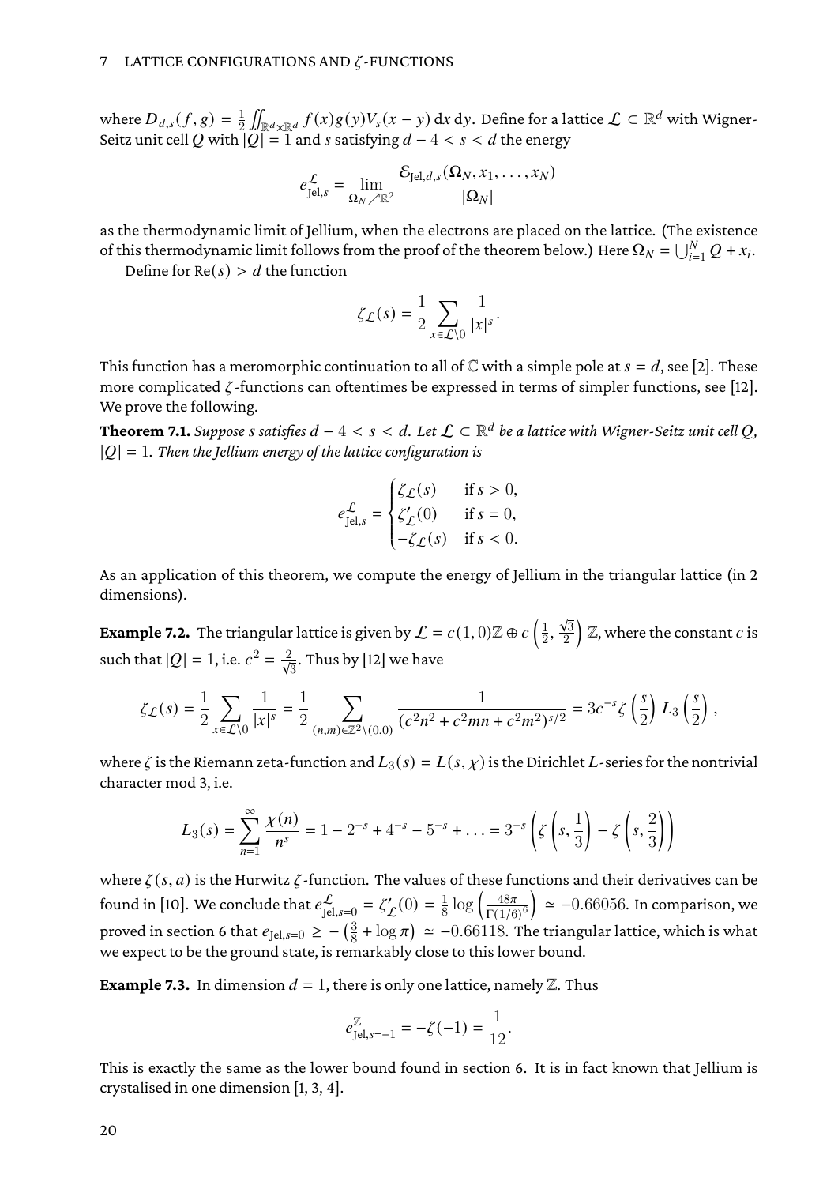where $D_{d,s}(f,g) = \frac{1}{2}\iint_{\mathbb{R}^d\times\mathbb{R}^d} f(x)g(y)V_s(x-y)\,\mathrm{d}x\,\mathrm{d}y$. Define for a lattice $\mathcal{L}\subset\mathbb{R}^d$ with Wigner-Seitz unit cell $Q$ with $|Q|=1$ and $s$ satisfying $d-4<s<d$ the energy

$$e^{\mathcal{L}}_{\mathrm{Jel},s} = \lim_{\Omega_N\nearrow\mathbb{R}^2} \frac{\mathcal{E}_{\mathrm{Jel},d,s}(\Omega_N, x_1,\ldots,x_N)}{|\Omega_N|}$$

as the thermodynamic limit of Jellium, when the electrons are placed on the lattice. (The existence of this thermodynamic limit follows from the proof of the theorem below.) Here $\Omega_N = \bigcup_{i=1}^N Q + x_i$.

Define for $\mathrm{Re}(s) > d$ the function

$$\zeta_{\mathcal{L}}(s) = \frac{1}{2}\sum_{x\in\mathcal{L}\setminus 0}\frac{1}{|x|^s}.$$

This function has a meromorphic continuation to all of $\mathbb{C}$ with a simple pole at $s=d$, see [2]. These more complicated $\zeta$-functions can oftentimes be expressed in terms of simpler functions, see [12]. We prove the following.

**Theorem 7.1.** *Suppose $s$ satisfies $d-4<s<d$. Let $\mathcal{L}\subset\mathbb{R}^d$ be a lattice with Wigner-Seitz unit cell $Q$, $|Q|=1$. Then the Jellium energy of the lattice configuration is*

$$e^{\mathcal{L}}_{\mathrm{Jel},s} = \begin{cases} \zeta_{\mathcal{L}}(s) & \text{if } s>0,\\ \zeta'_{\mathcal{L}}(0) & \text{if } s=0,\\ -\zeta_{\mathcal{L}}(s) & \text{if } s<0.\end{cases}$$

As an application of this theorem, we compute the energy of Jellium in the triangular lattice (in 2 dimensions).

**Example 7.2.** The triangular lattice is given by $\mathcal{L} = c(1,0)\mathbb{Z}\oplus c\left(\frac{1}{2},\frac{\sqrt{3}}{2}\right)\mathbb{Z}$, where the constant $c$ is such that $|Q|=1$, i.e. $c^2 = \frac{2}{\sqrt{3}}$. Thus by [12] we have

$$\zeta_{\mathcal{L}}(s) = \frac{1}{2}\sum_{x\in\mathcal{L}\setminus 0}\frac{1}{|x|^s} = \frac{1}{2}\sum_{(n,m)\in\mathbb{Z}^2\setminus(0,0)}\frac{1}{(c^2n^2+c^2mn+c^2m^2)^{s/2}} = 3c^{-s}\zeta\left(\frac{s}{2}\right)L_3\left(\frac{s}{2}\right),$$

where $\zeta$ is the Riemann zeta-function and $L_3(s) = L(s,\chi)$ is the Dirichlet $L$-series for the nontrivial character mod 3, i.e.

$$L_3(s) = \sum_{n=1}^{\infty}\frac{\chi(n)}{n^s} = 1 - 2^{-s} + 4^{-s} - 5^{-s} + \ldots = 3^{-s}\left(\zeta\left(s,\frac{1}{3}\right) - \zeta\left(s,\frac{2}{3}\right)\right)$$

where $\zeta(s,a)$ is the Hurwitz $\zeta$-function. The values of these functions and their derivatives can be found in [10]. We conclude that $e^{\mathcal{L}}_{\mathrm{Jel},s=0} = \zeta'_{\mathcal{L}}(0) = \frac{1}{8}\log\left(\frac{48\pi}{\Gamma(1/6)^6}\right) \simeq -0.66056$. In comparison, we proved in section 6 that $e_{\mathrm{Jel},s=0} \geq -\left(\frac{3}{8}+\log\pi\right) \simeq -0.66118$. The triangular lattice, which is what we expect to be the ground state, is remarkably close to this lower bound.

**Example 7.3.** In dimension $d=1$, there is only one lattice, namely $\mathbb{Z}$. Thus

$$e^{\mathbb{Z}}_{\mathrm{Jel},s=-1} = -\zeta(-1) = \frac{1}{12}.$$

This is exactly the same as the lower bound found in section 6. It is in fact known that Jellium is crystalised in one dimension [1, 3, 4].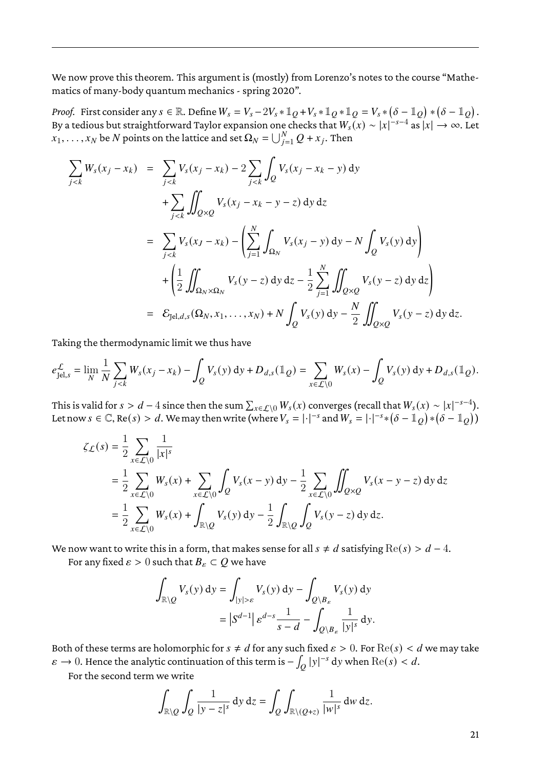We now prove this theorem. This argument is (mostly) from Lorenzo's notes to the course "Mathematics of many-body quantum mechanics - spring 2020".

*Proof.* First consider any $s \in \mathbb{R}$. Define $W_s = V_s - 2V_s * \mathbb{1}_Q + V_s * \mathbb{1}_Q * \mathbb{1}_Q = V_s * (\delta - \mathbb{1}_Q) * (\delta - \mathbb{1}_Q)$. By a tedious but straightforward Taylor expansion one checks that $W_s(x) \sim |x|^{-s-4}$ as $|x| \to \infty$. Let $x_1, \ldots, x_N$ be $N$ points on the lattice and set $\Omega_N = \bigcup_{j=1}^N Q + x_j$. Then

$$
\begin{aligned}
\sum_{j<k} W_s(x_j - x_k) &= \sum_{j<k} V_s(x_j - x_k) - 2\sum_{j<k}\int_Q V_s(x_j - x_k - y)\,\mathrm{d}y \\
&\quad + \sum_{j<k}\iint_{Q\times Q} V_s(x_j - x_k - y - z)\,\mathrm{d}y\,\mathrm{d}z \\
&= \sum_{j<k} V_s(x_J - x_k) - \left(\sum_{j=1}^N \int_{\Omega_N} V_s(x_j - y)\,\mathrm{d}y - N\int_Q V_s(y)\,\mathrm{d}y\right) \\
&\quad + \left(\frac{1}{2}\iint_{\Omega_N\times\Omega_N} V_s(y-z)\,\mathrm{d}y\,\mathrm{d}z - \frac{1}{2}\sum_{j=1}^N \iint_{Q\times Q} V_s(y-z)\,\mathrm{d}y\,\mathrm{d}z\right) \\
&= \mathcal{E}_{\mathrm{Jel},d,s}(\Omega_N, x_1, \ldots, x_N) + N\int_Q V_s(y)\,\mathrm{d}y - \frac{N}{2}\iint_{Q\times Q} V_s(y-z)\,\mathrm{d}y\,\mathrm{d}z.
\end{aligned}
$$

Taking the thermodynamic limit we thus have

$$
e^{\mathcal{L}}_{\mathrm{Jel},s} = \lim_N \frac{1}{N}\sum_{j<k} W_s(x_j - x_k) - \int_Q V_s(y)\,\mathrm{d}y + D_{d,s}(\mathbb{1}_Q) = \sum_{x\in\mathcal{L}\setminus 0} W_s(x) - \int_Q V_s(y)\,\mathrm{d}y + D_{d,s}(\mathbb{1}_Q).
$$

This is valid for $s > d-4$ since then the sum $\sum_{x\in\mathcal{L}\setminus 0} W_s(x)$ converges (recall that $W_s(x) \sim |x|^{-s-4}$). Let now $s \in \mathbb{C}$, $\mathrm{Re}(s) > d$. We may then write (where $V_s = |\cdot|^{-s}$ and $W_s = |\cdot|^{-s} * (\delta - \mathbb{1}_Q) * (\delta - \mathbb{1}_Q)$)

$$
\begin{aligned}
\zeta_{\mathcal{L}}(s) &= \frac{1}{2}\sum_{x\in\mathcal{L}\setminus 0}\frac{1}{|x|^s} \\
&= \frac{1}{2}\sum_{x\in\mathcal{L}\setminus 0} W_s(x) + \sum_{x\in\mathcal{L}\setminus 0}\int_Q V_s(x-y)\,\mathrm{d}y - \frac{1}{2}\sum_{x\in\mathcal{L}\setminus 0}\iint_{Q\times Q} V_s(x-y-z)\,\mathrm{d}y\,\mathrm{d}z \\
&= \frac{1}{2}\sum_{x\in\mathcal{L}\setminus 0} W_s(x) + \int_{\mathbb{R}\setminus Q} V_s(y)\,\mathrm{d}y - \frac{1}{2}\int_{\mathbb{R}\setminus Q}\int_Q V_s(y-z)\,\mathrm{d}y\,\mathrm{d}z.
\end{aligned}
$$

We now want to write this in a form, that makes sense for all $s \neq d$ satisfying $\mathrm{Re}(s) > d-4$.

For any fixed $\varepsilon > 0$ such that $B_\varepsilon \subset Q$ we have

$$
\begin{aligned}
\int_{\mathbb{R}\setminus Q} V_s(y)\,\mathrm{d}y &= \int_{|y|>\varepsilon} V_s(y)\,\mathrm{d}y - \int_{Q\setminus B_\varepsilon} V_s(y)\,\mathrm{d}y \\
&= \left|S^{d-1}\right| \varepsilon^{d-s}\frac{1}{s-d} - \int_{Q\setminus B_\varepsilon}\frac{1}{|y|^s}\,\mathrm{d}y.
\end{aligned}
$$

Both of these terms are holomorphic for $s \neq d$ for any such fixed $\varepsilon > 0$. For $\mathrm{Re}(s) < d$ we may take $\varepsilon \to 0$. Hence the analytic continuation of this term is $-\int_Q |y|^{-s}\,\mathrm{d}y$ when $\mathrm{Re}(s) < d$.

For the second term we write

$$
\int_{\mathbb{R}\setminus Q}\int_Q \frac{1}{|y-z|^s}\,\mathrm{d}y\,\mathrm{d}z = \int_Q\int_{\mathbb{R}\setminus(Q+z)}\frac{1}{|w|^s}\,\mathrm{d}w\,\mathrm{d}z.
$$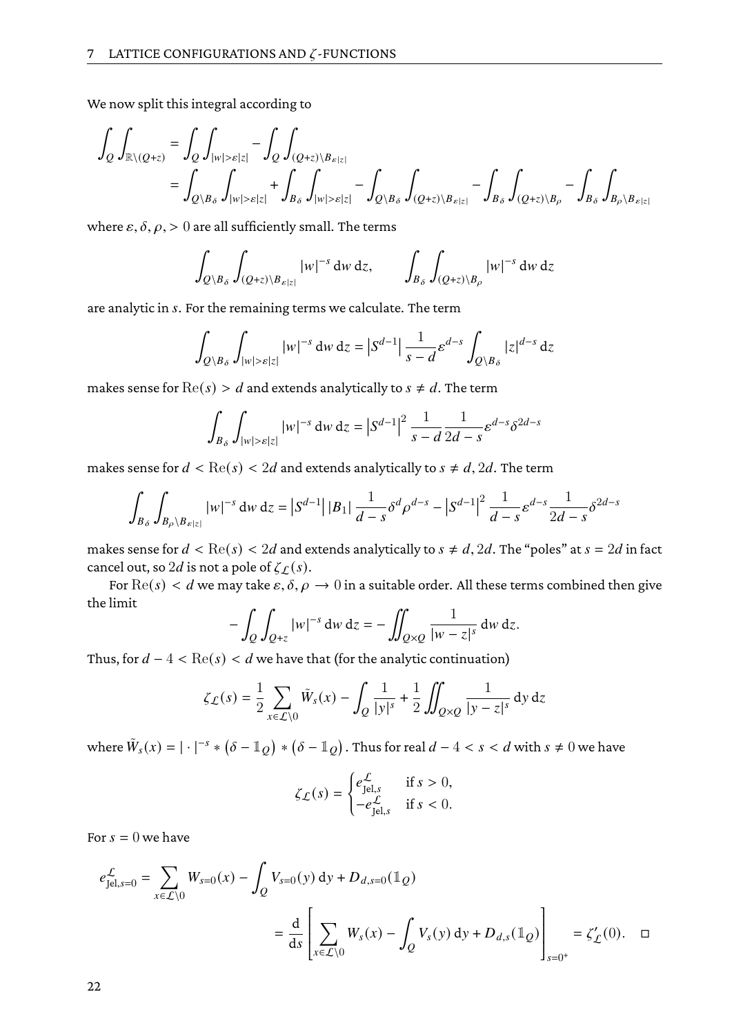We now split this integral according to

$$
\begin{aligned}
\int_Q \int_{\mathbb{R}\setminus(Q+z)} &= \int_Q \int_{|w|>\varepsilon|z|} - \int_Q \int_{(Q+z)\setminus B_{\varepsilon|z|}} \\
&= \int_{Q\setminus B_\delta} \int_{|w|>\varepsilon|z|} + \int_{B_\delta} \int_{|w|>\varepsilon|z|} - \int_{Q\setminus B_\delta} \int_{(Q+z)\setminus B_{\varepsilon|z|}} - \int_{B_\delta} \int_{(Q+z)\setminus B_\rho} - \int_{B_\delta} \int_{B_\rho\setminus B_{\varepsilon|z|}}
\end{aligned}
$$

where $\varepsilon, \delta, \rho, > 0$ are all sufficiently small. The terms

$$
\int_{Q\setminus B_\delta} \int_{(Q+z)\setminus B_{\varepsilon|z|}} |w|^{-s} \, \mathrm{d}w \, \mathrm{d}z, \qquad \int_{B_\delta} \int_{(Q+z)\setminus B_\rho} |w|^{-s} \, \mathrm{d}w \, \mathrm{d}z
$$

are analytic in $s$. For the remaining terms we calculate. The term

$$
\int_{Q\setminus B_\delta} \int_{|w|>\varepsilon|z|} |w|^{-s} \, \mathrm{d}w \, \mathrm{d}z = \left|S^{d-1}\right| \frac{1}{s-d} \varepsilon^{d-s} \int_{Q\setminus B_\delta} |z|^{d-s} \, \mathrm{d}z
$$

makes sense for $\mathrm{Re}(s) > d$ and extends analytically to $s \neq d$. The term

$$
\int_{B_\delta} \int_{|w|>\varepsilon|z|} |w|^{-s} \, \mathrm{d}w \, \mathrm{d}z = \left|S^{d-1}\right|^2 \frac{1}{s-d} \frac{1}{2d-s} \varepsilon^{d-s} \delta^{2d-s}
$$

makes sense for $d < \mathrm{Re}(s) < 2d$ and extends analytically to $s \neq d, 2d$. The term

$$
\int_{B_\delta} \int_{B_\rho\setminus B_{\varepsilon|z|}} |w|^{-s} \, \mathrm{d}w \, \mathrm{d}z = \left|S^{d-1}\right| |B_1| \frac{1}{d-s} \delta^d \rho^{d-s} - \left|S^{d-1}\right|^2 \frac{1}{d-s} \varepsilon^{d-s} \frac{1}{2d-s} \delta^{2d-s}
$$

makes sense for $d < \mathrm{Re}(s) < 2d$ and extends analytically to $s \neq d, 2d$. The "poles" at $s = 2d$ in fact cancel out, so $2d$ is not a pole of $\zeta_{\mathcal{L}}(s)$.

For $\mathrm{Re}(s) < d$ we may take $\varepsilon, \delta, \rho \to 0$ in a suitable order. All these terms combined then give the limit

$$
-\int_Q \int_{Q+z} |w|^{-s} \, \mathrm{d}w \, \mathrm{d}z = -\iint_{Q\times Q} \frac{1}{|w-z|^s} \, \mathrm{d}w \, \mathrm{d}z.
$$

Thus, for $d - 4 < \mathrm{Re}(s) < d$ we have that (for the analytic continuation)

$$
\zeta_{\mathcal{L}}(s) = \frac{1}{2} \sum_{x\in\mathcal{L}\setminus 0} \tilde{W}_s(x) - \int_Q \frac{1}{|y|^s} + \frac{1}{2} \iint_{Q\times Q} \frac{1}{|y-z|^s} \, \mathrm{d}y \, \mathrm{d}z
$$

where $\tilde{W}_s(x) = |\cdot|^{-s} * (\delta - \mathbb{1}_Q) * (\delta - \mathbb{1}_Q)$. Thus for real $d - 4 < s < d$ with $s \neq 0$ we have

$$
\zeta_{\mathcal{L}}(s) = \begin{cases} e^{\mathcal{L}}_{\mathrm{Jel},s} & \text{if } s > 0, \\ -e^{\mathcal{L}}_{\mathrm{Jel},s} & \text{if } s < 0. \end{cases}
$$

For $s = 0$ we have

$$
\begin{aligned}
e^{\mathcal{L}}_{\mathrm{Jel},s=0} &= \sum_{x\in\mathcal{L}\setminus 0} W_{s=0}(x) - \int_Q V_{s=0}(y) \, \mathrm{d}y + D_{d,s=0}(\mathbb{1}_Q) \\
&= \frac{\mathrm{d}}{\mathrm{d}s} \left[ \sum_{x\in\mathcal{L}\setminus 0} W_s(x) - \int_Q V_s(y) \, \mathrm{d}y + D_{d,s}(\mathbb{1}_Q) \right]_{s=0^+} = \zeta'_{\mathcal{L}}(0). \quad \square
\end{aligned}
$$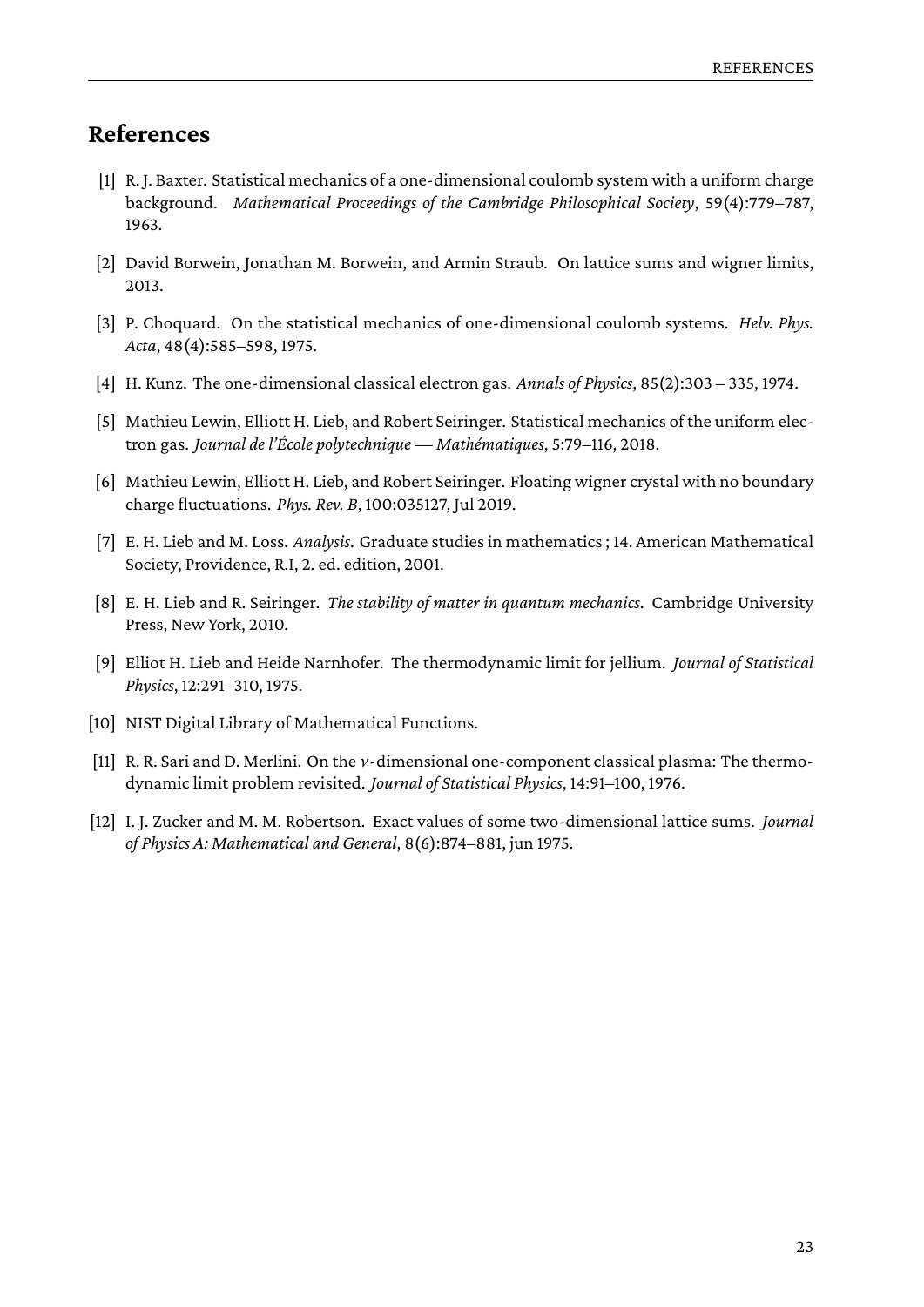# References

[1] R. J. Baxter. Statistical mechanics of a one-dimensional coulomb system with a uniform charge background. *Mathematical Proceedings of the Cambridge Philosophical Society*, 59(4):779–787, 1963.

[2] David Borwein, Jonathan M. Borwein, and Armin Straub. On lattice sums and wigner limits, 2013.

[3] P. Choquard. On the statistical mechanics of one-dimensional coulomb systems. *Helv. Phys. Acta*, 48(4):585–598, 1975.

[4] H. Kunz. The one-dimensional classical electron gas. *Annals of Physics*, 85(2):303 – 335, 1974.

[5] Mathieu Lewin, Elliott H. Lieb, and Robert Seiringer. Statistical mechanics of the uniform electron gas. *Journal de l'École polytechnique — Mathématiques*, 5:79–116, 2018.

[6] Mathieu Lewin, Elliott H. Lieb, and Robert Seiringer. Floating wigner crystal with no boundary charge fluctuations. *Phys. Rev. B*, 100:035127, Jul 2019.

[7] E. H. Lieb and M. Loss. *Analysis*. Graduate studies in mathematics ; 14. American Mathematical Society, Providence, R.I, 2. ed. edition, 2001.

[8] E. H. Lieb and R. Seiringer. *The stability of matter in quantum mechanics*. Cambridge University Press, New York, 2010.

[9] Elliot H. Lieb and Heide Narnhofer. The thermodynamic limit for jellium. *Journal of Statistical Physics*, 12:291–310, 1975.

[10] NIST Digital Library of Mathematical Functions.

[11] R. R. Sari and D. Merlini. On the $\nu$-dimensional one-component classical plasma: The thermodynamic limit problem revisited. *Journal of Statistical Physics*, 14:91–100, 1976.

[12] I. J. Zucker and M. M. Robertson. Exact values of some two-dimensional lattice sums. *Journal of Physics A: Mathematical and General*, 8(6):874–881, jun 1975.